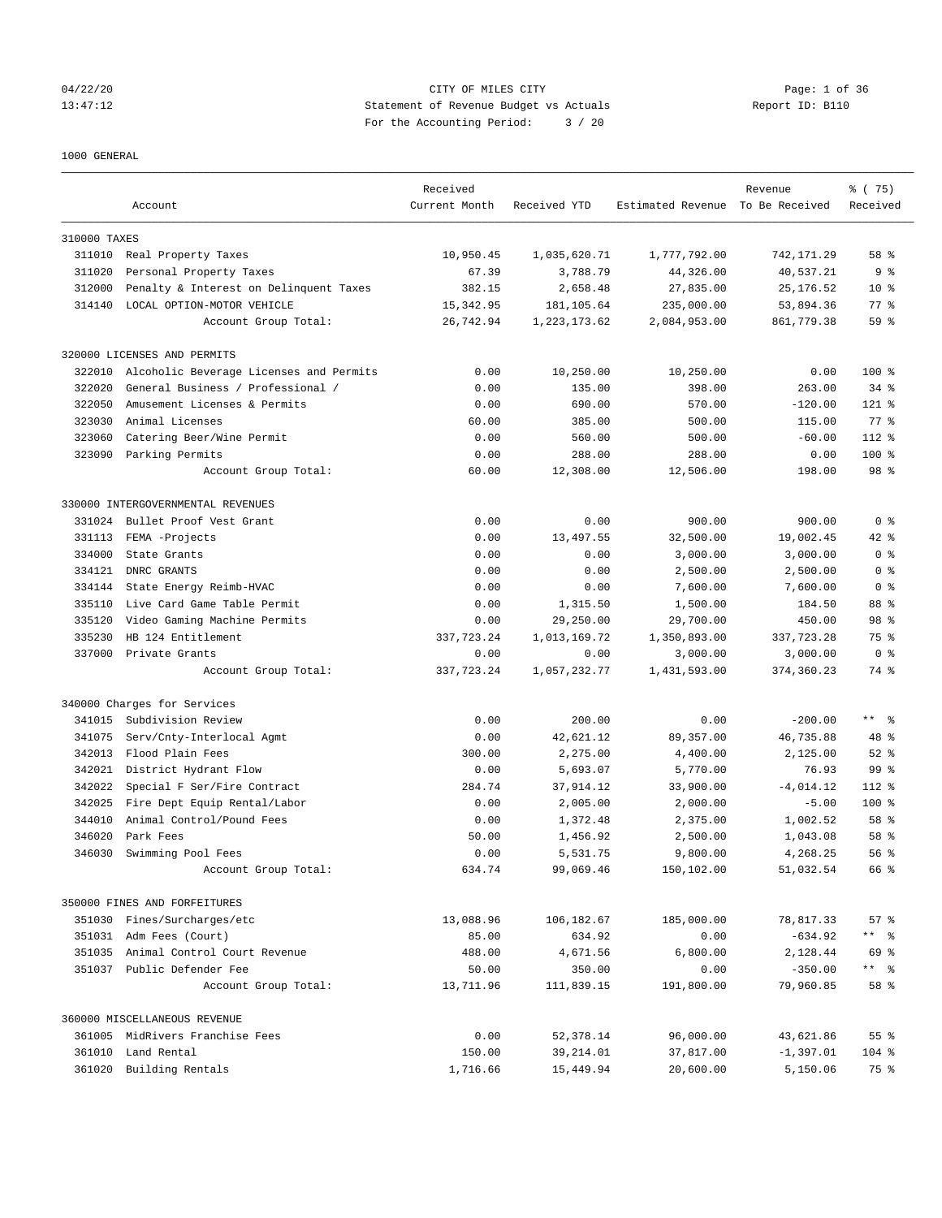CITY OF MILES CITY
Statement of Revenue Budget vs Actuals
For the Accounting Period: 3 / 20

04/22/20
13:47:12

Report ID: B110

1000 GENERAL

| Account | | Received Current Month | Received YTD | Estimated Revenue | Revenue To Be Received | % ( 75) Received |
|---|---|---|---|---|---|---|
| 310000 TAXES | | | | | | |
| 311010 | Real Property Taxes | 10,950.45 | 1,035,620.71 | 1,777,792.00 | 742,171.29 | 58 % |
| 311020 | Personal Property Taxes | 67.39 | 3,788.79 | 44,326.00 | 40,537.21 | 9 % |
| 312000 | Penalty & Interest on Delinquent Taxes | 382.15 | 2,658.48 | 27,835.00 | 25,176.52 | 10 % |
| 314140 | LOCAL OPTION-MOTOR VEHICLE | 15,342.95 | 181,105.64 | 235,000.00 | 53,894.36 | 77 % |
| | Account Group Total: | 26,742.94 | 1,223,173.62 | 2,084,953.00 | 861,779.38 | 59 % |
| 320000 LICENSES AND PERMITS | | | | | | |
| 322010 | Alcoholic Beverage Licenses and Permits | 0.00 | 10,250.00 | 10,250.00 | 0.00 | 100 % |
| 322020 | General Business / Professional / | 0.00 | 135.00 | 398.00 | 263.00 | 34 % |
| 322050 | Amusement Licenses & Permits | 0.00 | 690.00 | 570.00 | -120.00 | 121 % |
| 323030 | Animal Licenses | 60.00 | 385.00 | 500.00 | 115.00 | 77 % |
| 323060 | Catering Beer/Wine Permit | 0.00 | 560.00 | 500.00 | -60.00 | 112 % |
| 323090 | Parking Permits | 0.00 | 288.00 | 288.00 | 0.00 | 100 % |
| | Account Group Total: | 60.00 | 12,308.00 | 12,506.00 | 198.00 | 98 % |
| 330000 INTERGOVERNMENTAL REVENUES | | | | | | |
| 331024 | Bullet Proof Vest Grant | 0.00 | 0.00 | 900.00 | 900.00 | 0 % |
| 331113 | FEMA -Projects | 0.00 | 13,497.55 | 32,500.00 | 19,002.45 | 42 % |
| 334000 | State Grants | 0.00 | 0.00 | 3,000.00 | 3,000.00 | 0 % |
| 334121 | DNRC GRANTS | 0.00 | 0.00 | 2,500.00 | 2,500.00 | 0 % |
| 334144 | State Energy Reimb-HVAC | 0.00 | 0.00 | 7,600.00 | 7,600.00 | 0 % |
| 335110 | Live Card Game Table Permit | 0.00 | 1,315.50 | 1,500.00 | 184.50 | 88 % |
| 335120 | Video Gaming Machine Permits | 0.00 | 29,250.00 | 29,700.00 | 450.00 | 98 % |
| 335230 | HB 124 Entitlement | 337,723.24 | 1,013,169.72 | 1,350,893.00 | 337,723.28 | 75 % |
| 337000 | Private Grants | 0.00 | 0.00 | 3,000.00 | 3,000.00 | 0 % |
| | Account Group Total: | 337,723.24 | 1,057,232.77 | 1,431,593.00 | 374,360.23 | 74 % |
| 340000 Charges for Services | | | | | | |
| 341015 | Subdivision Review | 0.00 | 200.00 | 0.00 | -200.00 | ** % |
| 341075 | Serv/Cnty-Interlocal Agmt | 0.00 | 42,621.12 | 89,357.00 | 46,735.88 | 48 % |
| 342013 | Flood Plain Fees | 300.00 | 2,275.00 | 4,400.00 | 2,125.00 | 52 % |
| 342021 | District Hydrant Flow | 0.00 | 5,693.07 | 5,770.00 | 76.93 | 99 % |
| 342022 | Special F Ser/Fire Contract | 284.74 | 37,914.12 | 33,900.00 | -4,014.12 | 112 % |
| 342025 | Fire Dept Equip Rental/Labor | 0.00 | 2,005.00 | 2,000.00 | -5.00 | 100 % |
| 344010 | Animal Control/Pound Fees | 0.00 | 1,372.48 | 2,375.00 | 1,002.52 | 58 % |
| 346020 | Park Fees | 50.00 | 1,456.92 | 2,500.00 | 1,043.08 | 58 % |
| 346030 | Swimming Pool Fees | 0.00 | 5,531.75 | 9,800.00 | 4,268.25 | 56 % |
| | Account Group Total: | 634.74 | 99,069.46 | 150,102.00 | 51,032.54 | 66 % |
| 350000 FINES AND FORFEITURES | | | | | | |
| 351030 | Fines/Surcharges/etc | 13,088.96 | 106,182.67 | 185,000.00 | 78,817.33 | 57 % |
| 351031 | Adm Fees (Court) | 85.00 | 634.92 | 0.00 | -634.92 | ** % |
| 351035 | Animal Control Court Revenue | 488.00 | 4,671.56 | 6,800.00 | 2,128.44 | 69 % |
| 351037 | Public Defender Fee | 50.00 | 350.00 | 0.00 | -350.00 | ** % |
| | Account Group Total: | 13,711.96 | 111,839.15 | 191,800.00 | 79,960.85 | 58 % |
| 360000 MISCELLANEOUS REVENUE | | | | | | |
| 361005 | MidRivers Franchise Fees | 0.00 | 52,378.14 | 96,000.00 | 43,621.86 | 55 % |
| 361010 | Land Rental | 150.00 | 39,214.01 | 37,817.00 | -1,397.01 | 104 % |
| 361020 | Building Rentals | 1,716.66 | 15,449.94 | 20,600.00 | 5,150.06 | 75 % |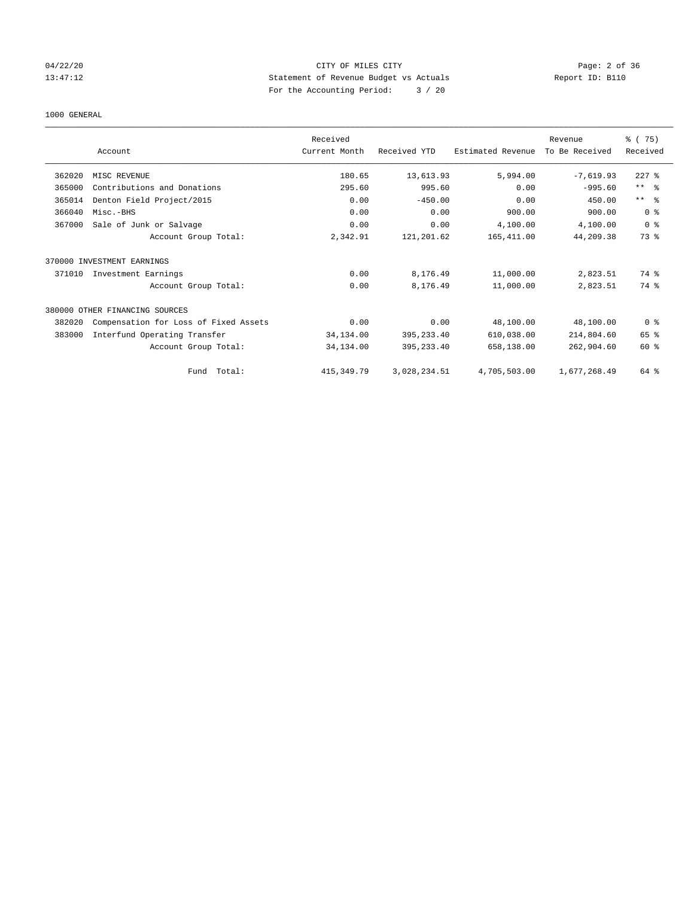CITY OF MILES CITY

Statement of Revenue Budget vs Actuals

For the Accounting Period: 3 / 20

04/22/20 13:47:12 Report ID: B110

1000 GENERAL

| | Account | Received Current Month | Received YTD | Estimated Revenue | Revenue To Be Received | % ( 75) Received |
|---|---|---|---|---|---|---|
| 362020 | MISC REVENUE | 180.65 | 13,613.93 | 5,994.00 | -7,619.93 | 227 % |
| 365000 | Contributions and Donations | 295.60 | 995.60 | 0.00 | -995.60 | ** % |
| 365014 | Denton Field Project/2015 | 0.00 | -450.00 | 0.00 | 450.00 | ** % |
| 366040 | Misc.-BHS | 0.00 | 0.00 | 900.00 | 900.00 | 0 % |
| 367000 | Sale of Junk or Salvage | 0.00 | 0.00 | 4,100.00 | 4,100.00 | 0 % |
| | Account Group Total: | 2,342.91 | 121,201.62 | 165,411.00 | 44,209.38 | 73 % |
| 370000 INVESTMENT EARNINGS | | | | | | |
| 371010 | Investment Earnings | 0.00 | 8,176.49 | 11,000.00 | 2,823.51 | 74 % |
| | Account Group Total: | 0.00 | 8,176.49 | 11,000.00 | 2,823.51 | 74 % |
| 380000 OTHER FINANCING SOURCES | | | | | | |
| 382020 | Compensation for Loss of Fixed Assets | 0.00 | 0.00 | 48,100.00 | 48,100.00 | 0 % |
| 383000 | Interfund Operating Transfer | 34,134.00 | 395,233.40 | 610,038.00 | 214,804.60 | 65 % |
| | Account Group Total: | 34,134.00 | 395,233.40 | 658,138.00 | 262,904.60 | 60 % |
| | Fund Total: | 415,349.79 | 3,028,234.51 | 4,705,503.00 | 1,677,268.49 | 64 % |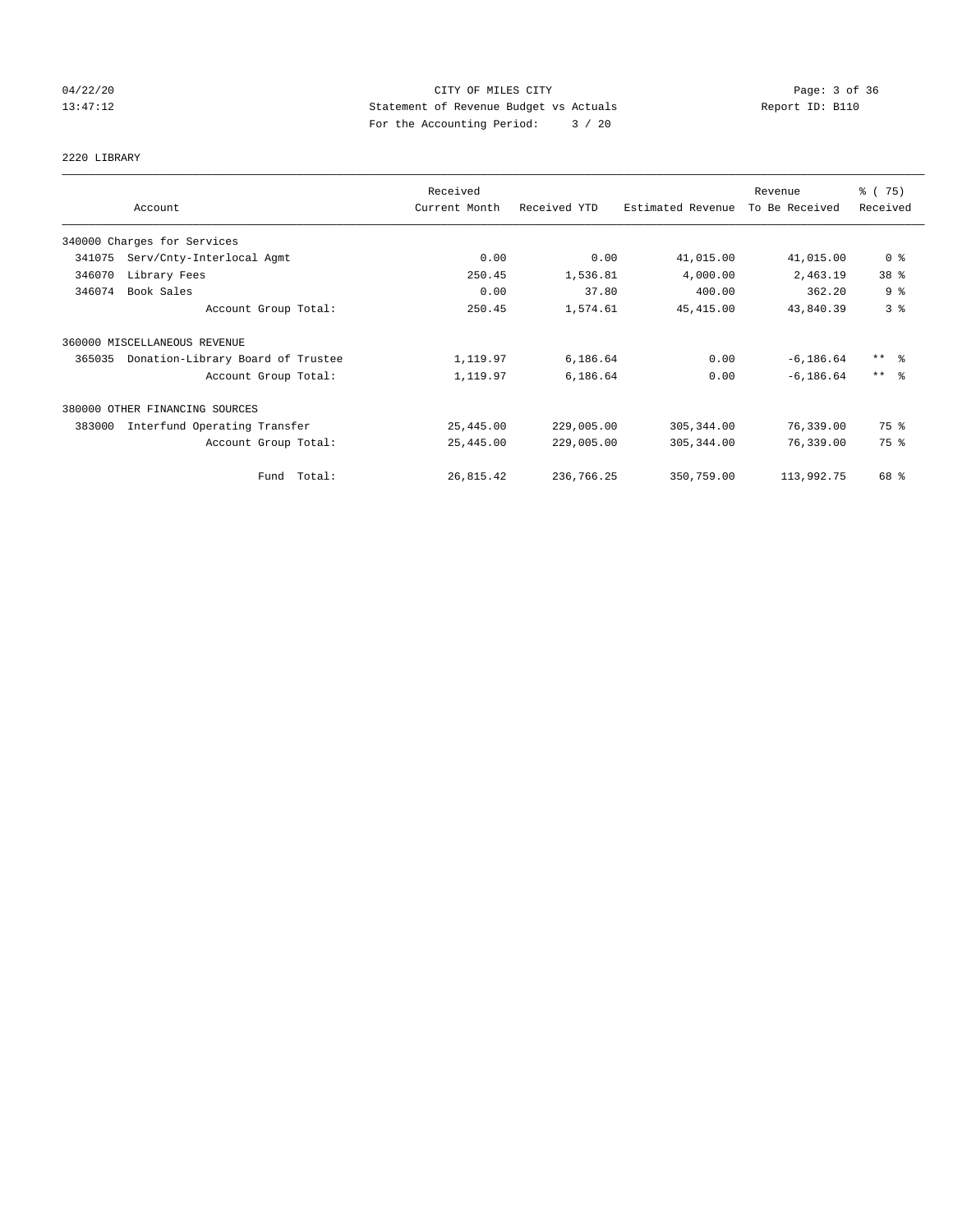CITY OF MILES CITY
Statement of Revenue Budget vs Actuals
For the Accounting Period: 3 / 20

04/22/20
13:47:12

Report ID: B110

2220 LIBRARY

| Account | Received Current Month | Received YTD | Estimated Revenue | Revenue To Be Received | % ( 75) Received |
|---|---|---|---|---|---|
| 340000 Charges for Services | | | | | |
| 341075 Serv/Cnty-Interlocal Agmt | 0.00 | 0.00 | 41,015.00 | 41,015.00 | 0 % |
| 346070 Library Fees | 250.45 | 1,536.81 | 4,000.00 | 2,463.19 | 38 % |
| 346074 Book Sales | 0.00 | 37.80 | 400.00 | 362.20 | 9 % |
| Account Group Total: | 250.45 | 1,574.61 | 45,415.00 | 43,840.39 | 3 % |
| 360000 MISCELLANEOUS REVENUE | | | | | |
| 365035 Donation-Library Board of Trustee | 1,119.97 | 6,186.64 | 0.00 | -6,186.64 | ** % |
| Account Group Total: | 1,119.97 | 6,186.64 | 0.00 | -6,186.64 | ** % |
| 380000 OTHER FINANCING SOURCES | | | | | |
| 383000 Interfund Operating Transfer | 25,445.00 | 229,005.00 | 305,344.00 | 76,339.00 | 75 % |
| Account Group Total: | 25,445.00 | 229,005.00 | 305,344.00 | 76,339.00 | 75 % |
| Fund Total: | 26,815.42 | 236,766.25 | 350,759.00 | 113,992.75 | 68 % |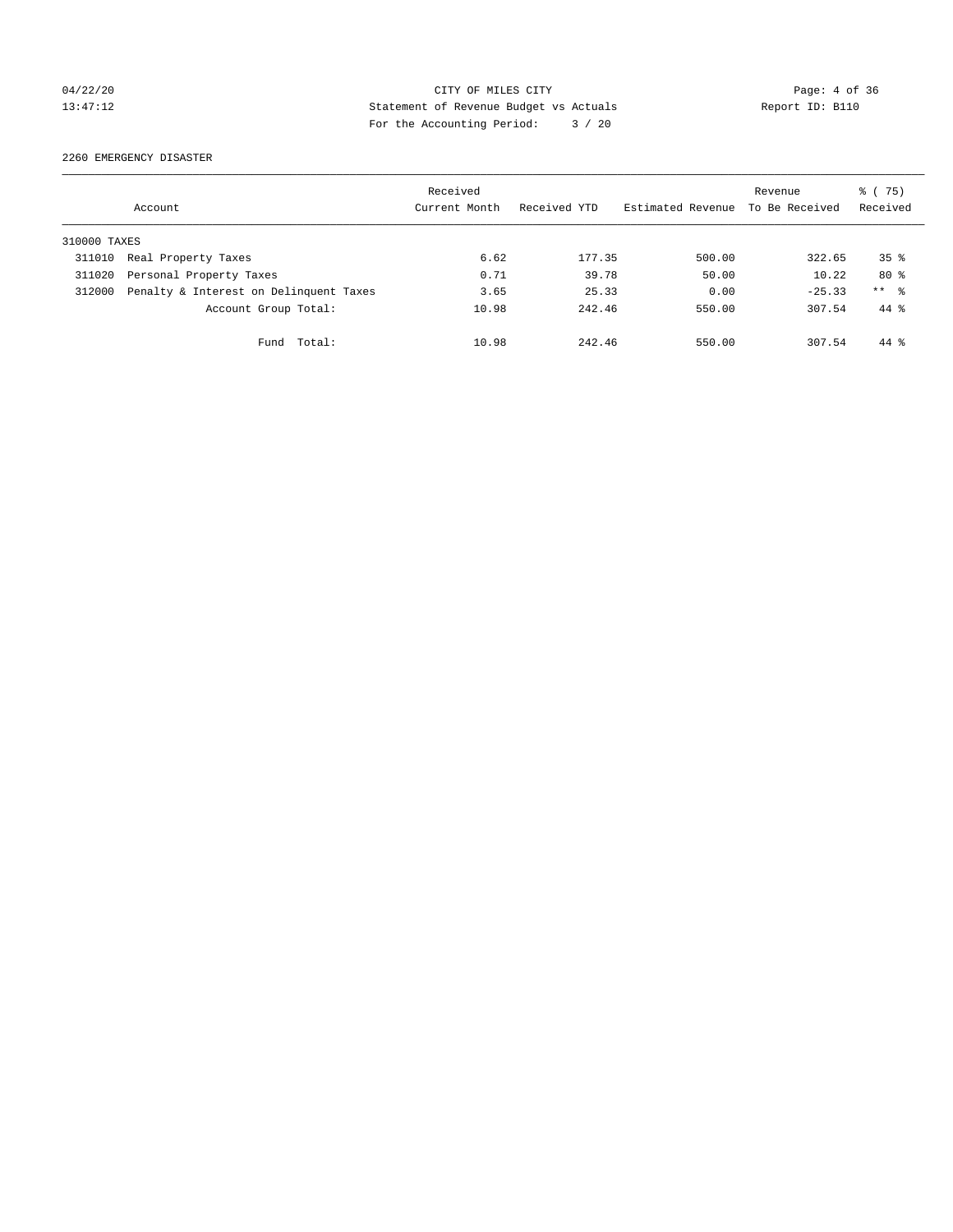CITY OF MILES CITY
Statement of Revenue Budget vs Actuals
For the Accounting Period: 3 / 20

04/22/20
13:47:12

Report ID: B110

2260 EMERGENCY DISASTER

| Account | | Received Current Month | Received YTD | Estimated Revenue | Revenue To Be Received | % ( 75) Received |
|---|---|---|---|---|---|---|
| 310000 TAXES | | | | | | |
| 311010 | Real Property Taxes | 6.62 | 177.35 | 500.00 | 322.65 | 35 % |
| 311020 | Personal Property Taxes | 0.71 | 39.78 | 50.00 | 10.22 | 80 % |
| 312000 | Penalty & Interest on Delinquent Taxes | 3.65 | 25.33 | 0.00 | -25.33 | ** % |
| | Account Group Total: | 10.98 | 242.46 | 550.00 | 307.54 | 44 % |
| | Fund Total: | 10.98 | 242.46 | 550.00 | 307.54 | 44 % |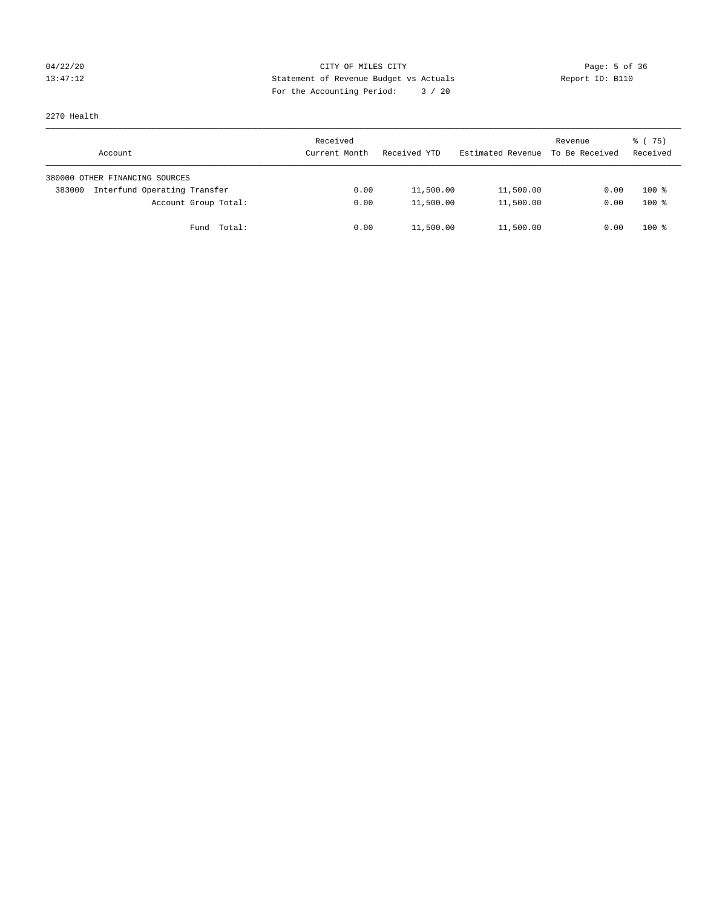CITY OF MILES CITY
Statement of Revenue Budget vs Actuals
For the Accounting Period: 3 / 20

04/22/20
13:47:12

Report ID: B110

2270 Health

| Account | Received Current Month | Received YTD | Estimated Revenue | Revenue To Be Received | % ( 75) Received |
|---|---|---|---|---|---|
| 380000 OTHER FINANCING SOURCES | | | | | |
| 383000 Interfund Operating Transfer | 0.00 | 11,500.00 | 11,500.00 | 0.00 | 100 % |
| Account Group Total: | 0.00 | 11,500.00 | 11,500.00 | 0.00 | 100 % |
| Fund Total: | 0.00 | 11,500.00 | 11,500.00 | 0.00 | 100 % |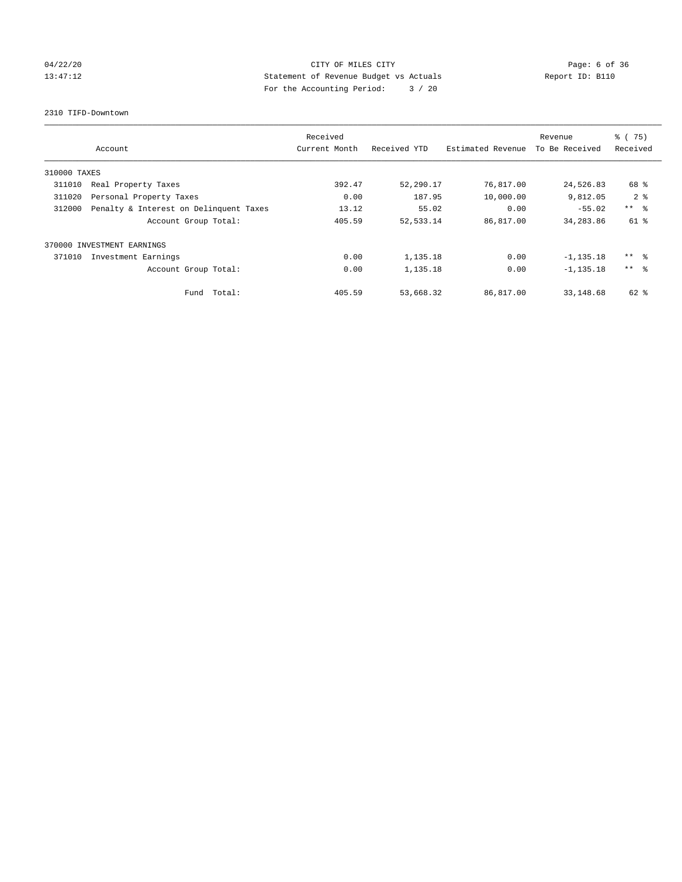CITY OF MILES CITY
Statement of Revenue Budget vs Actuals
For the Accounting Period: 3 / 20

04/22/20
13:47:12

Report ID: B110

2310 TIFD-Downtown

| Account | | Received Current Month | Received YTD | Estimated Revenue | Revenue To Be Received | % ( 75) Received |
|---|---|---|---|---|---|---|
| 310000 TAXES | | | | | | |
| 311010 | Real Property Taxes | 392.47 | 52,290.17 | 76,817.00 | 24,526.83 | 68 % |
| 311020 | Personal Property Taxes | 0.00 | 187.95 | 10,000.00 | 9,812.05 | 2 % |
| 312000 | Penalty & Interest on Delinquent Taxes | 13.12 | 55.02 | 0.00 | -55.02 | ** % |
| | Account Group Total: | 405.59 | 52,533.14 | 86,817.00 | 34,283.86 | 61 % |
| 370000 INVESTMENT EARNINGS | | | | | | |
| 371010 | Investment Earnings | 0.00 | 1,135.18 | 0.00 | -1,135.18 | ** % |
| | Account Group Total: | 0.00 | 1,135.18 | 0.00 | -1,135.18 | ** % |
| | Fund Total: | 405.59 | 53,668.32 | 86,817.00 | 33,148.68 | 62 % |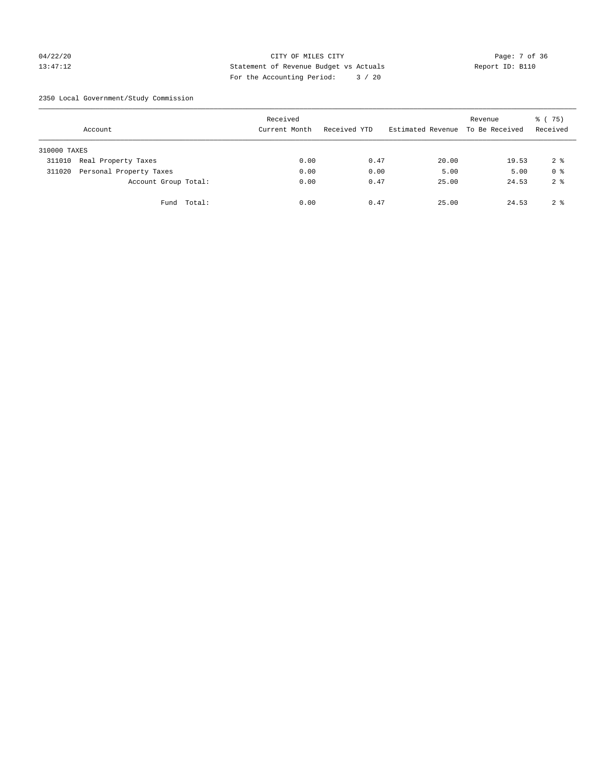CITY OF MILES CITY
Statement of Revenue Budget vs Actuals
For the Accounting Period: 3 / 20

04/22/20
13:47:12

Report ID: B110

2350 Local Government/Study Commission

| Account | Received Current Month | Received YTD | Estimated Revenue | Revenue To Be Received | % ( 75) Received |
|---|---|---|---|---|---|
| 310000 TAXES | | | | | |
| 311010 Real Property Taxes | 0.00 | 0.47 | 20.00 | 19.53 | 2 % |
| 311020 Personal Property Taxes | 0.00 | 0.00 | 5.00 | 5.00 | 0 % |
| Account Group Total: | 0.00 | 0.47 | 25.00 | 24.53 | 2 % |
| Fund Total: | 0.00 | 0.47 | 25.00 | 24.53 | 2 % |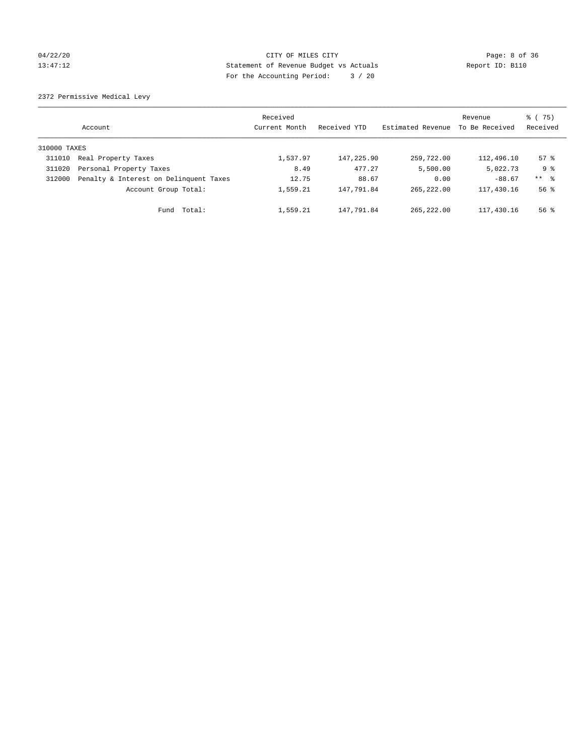CITY OF MILES CITY
Statement of Revenue Budget vs Actuals
For the Accounting Period: 3 / 20

04/22/20
13:47:12

Report ID: B110

2372 Permissive Medical Levy

| | Account | Received Current Month | Received YTD | Estimated Revenue | Revenue To Be Received | % ( 75) Received |
|---|---|---|---|---|---|---|
| 310000 TAXES | | | | | | |
| 311010 | Real Property Taxes | 1,537.97 | 147,225.90 | 259,722.00 | 112,496.10 | 57 % |
| 311020 | Personal Property Taxes | 8.49 | 477.27 | 5,500.00 | 5,022.73 | 9 % |
| 312000 | Penalty & Interest on Delinquent Taxes | 12.75 | 88.67 | 0.00 | -88.67 | ** % |
| | Account Group Total: | 1,559.21 | 147,791.84 | 265,222.00 | 117,430.16 | 56 % |
| | Fund Total: | 1,559.21 | 147,791.84 | 265,222.00 | 117,430.16 | 56 % |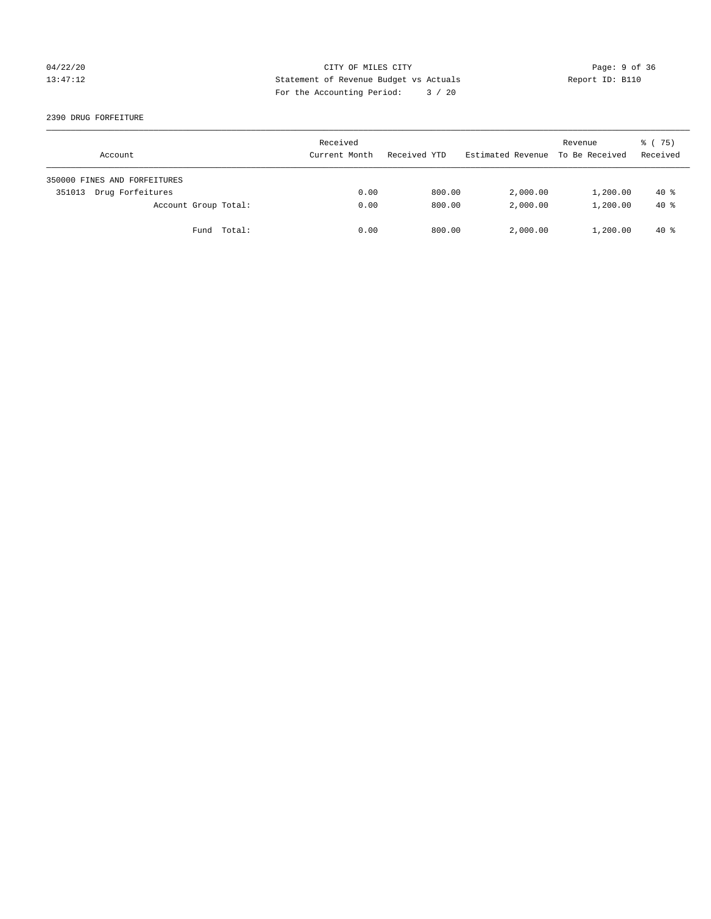CITY OF MILES CITY
Statement of Revenue Budget vs Actuals
For the Accounting Period: 3 / 20

04/22/20
13:47:12

Report ID: B110

2390 DRUG FORFEITURE

| Account | Received Current Month | Received YTD | Estimated Revenue | Revenue To Be Received | % ( 75) Received |
|---|---|---|---|---|---|
| 350000 FINES AND FORFEITURES | | | | | |
| 351013 Drug Forfeitures | 0.00 | 800.00 | 2,000.00 | 1,200.00 | 40 % |
| Account Group Total: | 0.00 | 800.00 | 2,000.00 | 1,200.00 | 40 % |
| Fund Total: | 0.00 | 800.00 | 2,000.00 | 1,200.00 | 40 % |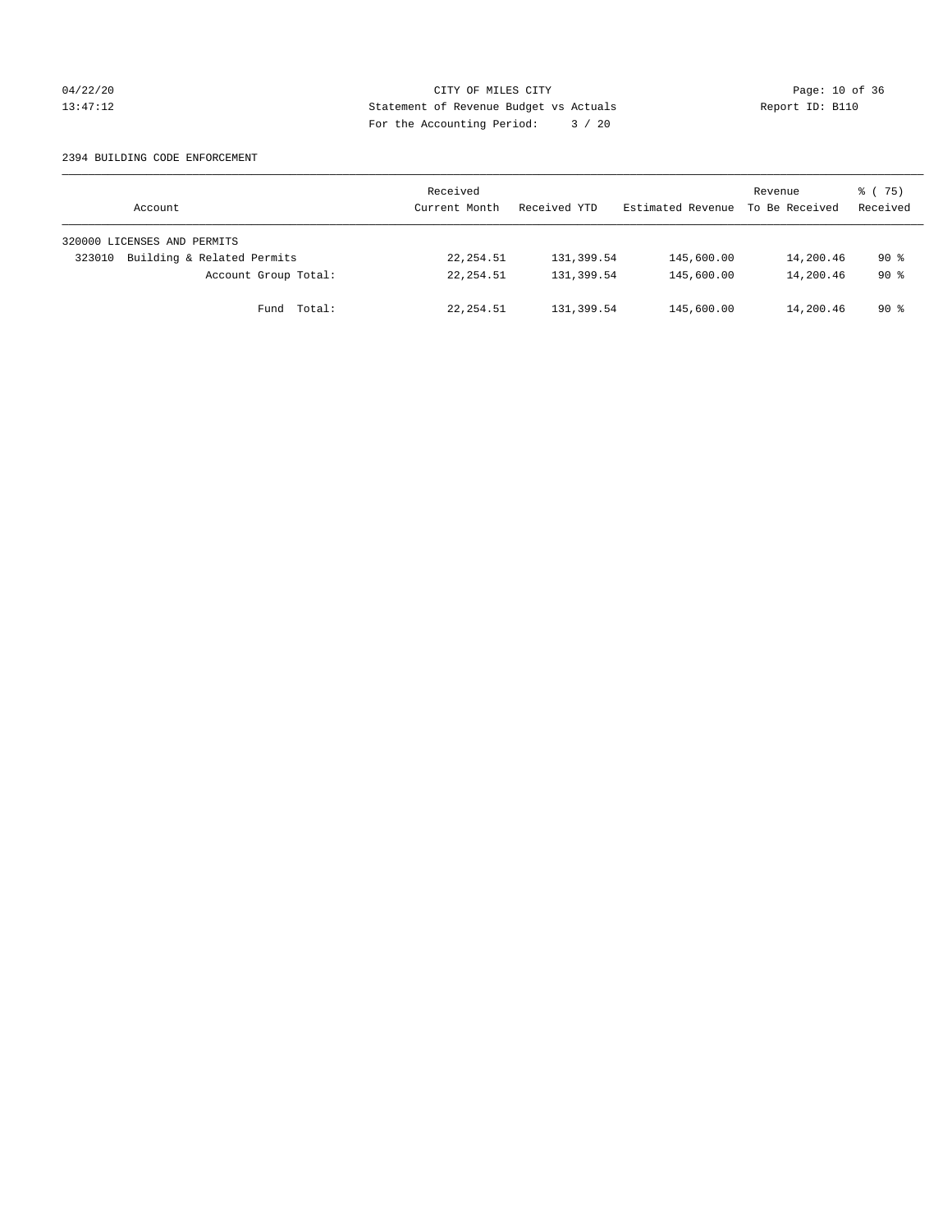CITY OF MILES CITY
Statement of Revenue Budget vs Actuals
For the Accounting Period: 3 / 20

04/22/20
13:47:12

Report ID: B110

2394 BUILDING CODE ENFORCEMENT

| Account | Received Current Month | Received YTD | Estimated Revenue | Revenue To Be Received | % ( 75) Received |
|---|---|---|---|---|---|
| 320000 LICENSES AND PERMITS | | | | | |
| 323010 Building & Related Permits | 22,254.51 | 131,399.54 | 145,600.00 | 14,200.46 | 90 % |
| Account Group Total: | 22,254.51 | 131,399.54 | 145,600.00 | 14,200.46 | 90 % |
| Fund Total: | 22,254.51 | 131,399.54 | 145,600.00 | 14,200.46 | 90 % |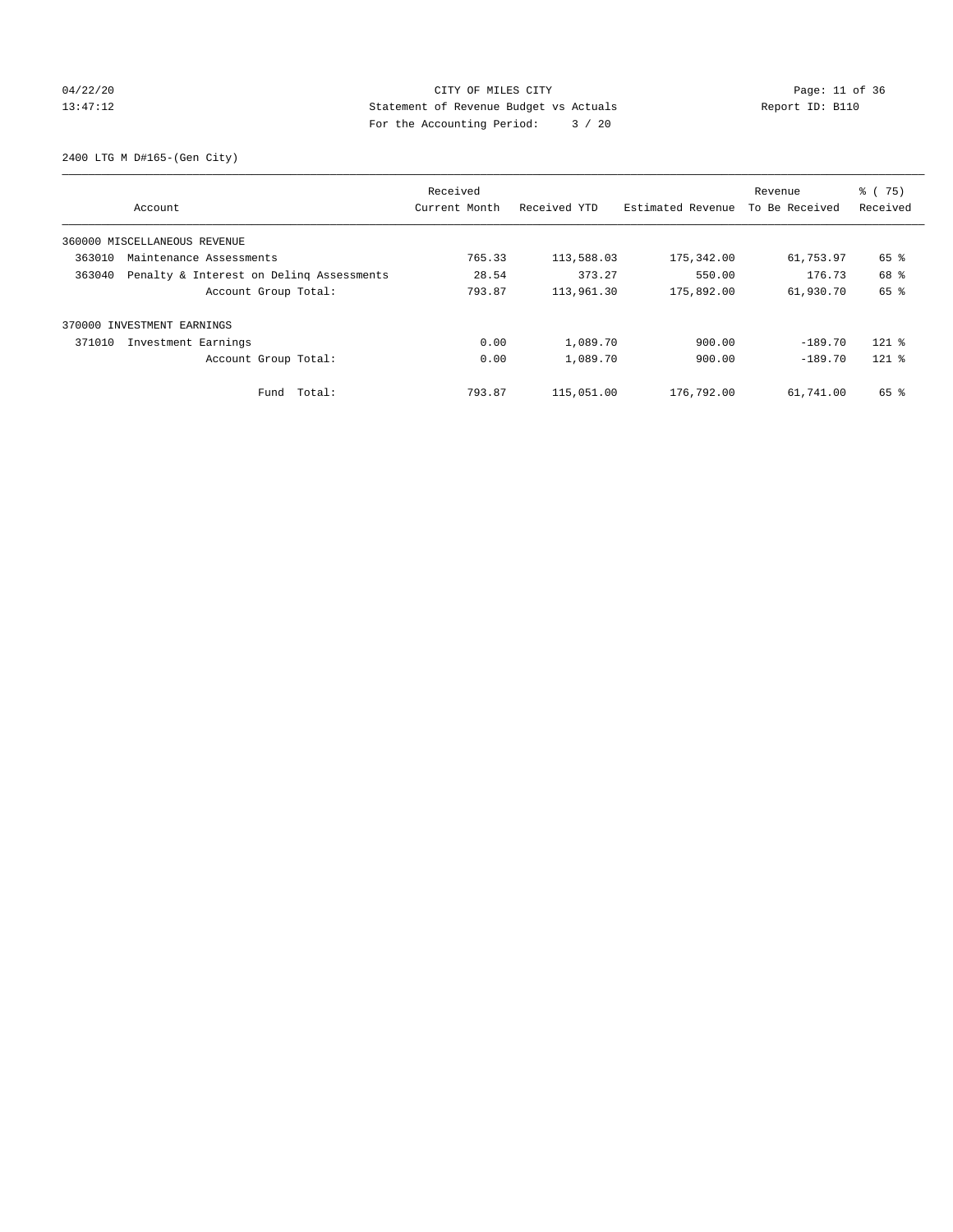CITY OF MILES CITY
Statement of Revenue Budget vs Actuals
For the Accounting Period: 3 / 20

04/22/20
13:47:12

Report ID: B110

2400 LTG M D#165-(Gen City)

| Account | Received Current Month | Received YTD | Estimated Revenue | Revenue To Be Received | % ( 75) Received |
|---|---|---|---|---|---|
| 360000 MISCELLANEOUS REVENUE | | | | | |
| 363010 Maintenance Assessments | 765.33 | 113,588.03 | 175,342.00 | 61,753.97 | 65 % |
| 363040 Penalty & Interest on Delinq Assessments | 28.54 | 373.27 | 550.00 | 176.73 | 68 % |
| Account Group Total: | 793.87 | 113,961.30 | 175,892.00 | 61,930.70 | 65 % |
| 370000 INVESTMENT EARNINGS | | | | | |
| 371010 Investment Earnings | 0.00 | 1,089.70 | 900.00 | -189.70 | 121 % |
| Account Group Total: | 0.00 | 1,089.70 | 900.00 | -189.70 | 121 % |
| Fund Total: | 793.87 | 115,051.00 | 176,792.00 | 61,741.00 | 65 % |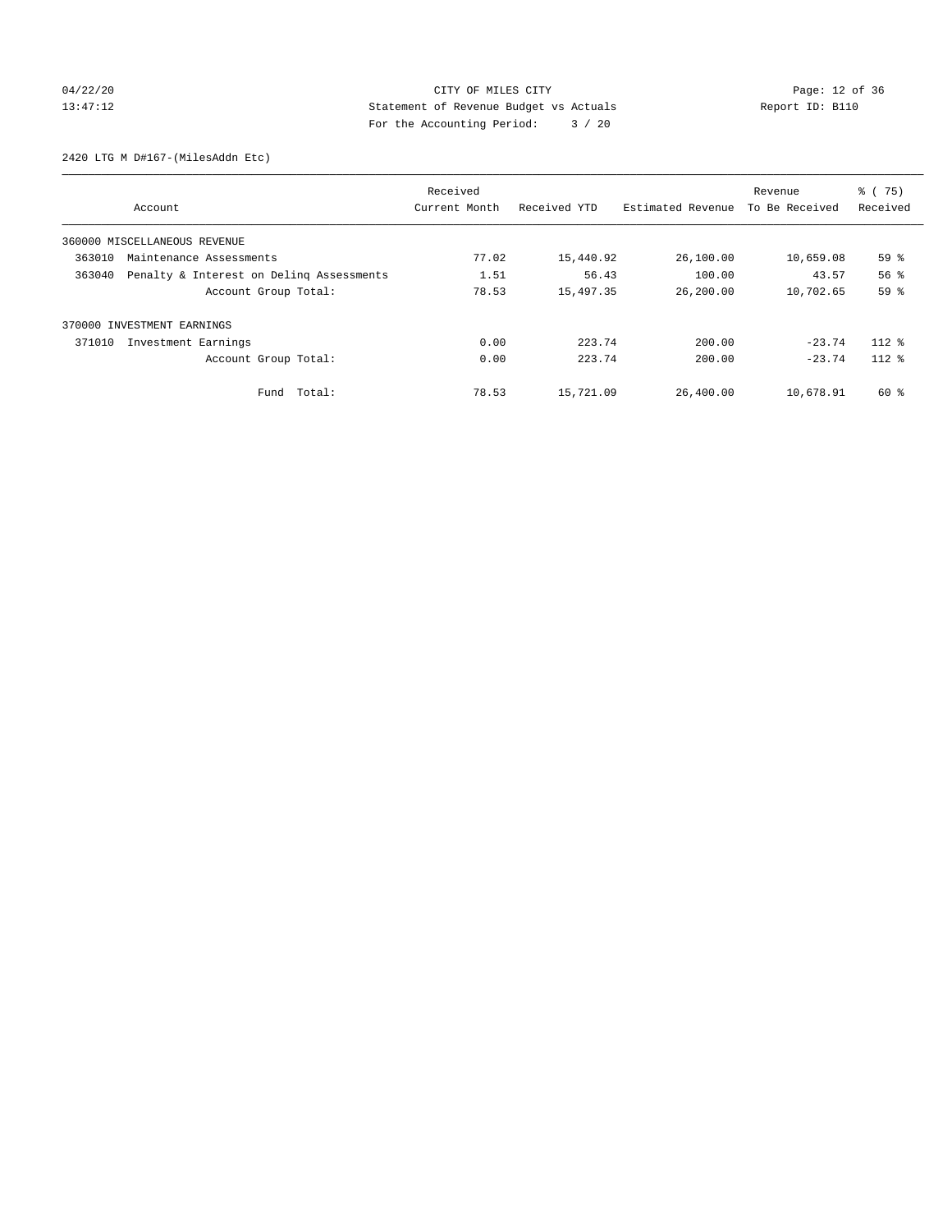CITY OF MILES CITY
Statement of Revenue Budget vs Actuals
For the Accounting Period: 3 / 20

2420 LTG M D#167-(MilesAddn Etc)

| Account | Received Current Month | Received YTD | Estimated Revenue | Revenue To Be Received | % ( 75) Received |
|---|---|---|---|---|---|
| 360000 MISCELLANEOUS REVENUE | | | | | |
| 363010 Maintenance Assessments | 77.02 | 15,440.92 | 26,100.00 | 10,659.08 | 59 % |
| 363040 Penalty & Interest on Delinq Assessments | 1.51 | 56.43 | 100.00 | 43.57 | 56 % |
| Account Group Total: | 78.53 | 15,497.35 | 26,200.00 | 10,702.65 | 59 % |
| 370000 INVESTMENT EARNINGS | | | | | |
| 371010 Investment Earnings | 0.00 | 223.74 | 200.00 | -23.74 | 112 % |
| Account Group Total: | 0.00 | 223.74 | 200.00 | -23.74 | 112 % |
| Fund Total: | 78.53 | 15,721.09 | 26,400.00 | 10,678.91 | 60 % |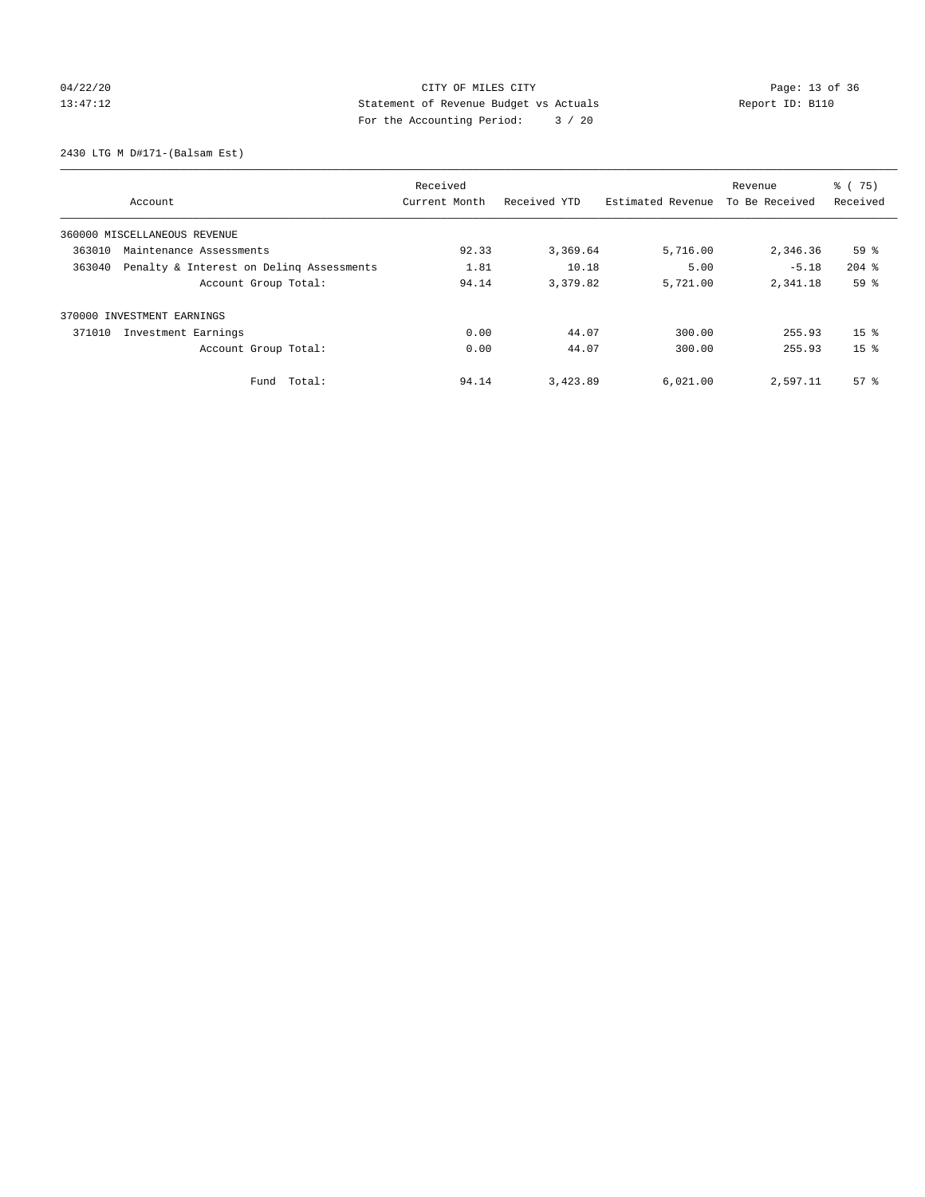CITY OF MILES CITY
Statement of Revenue Budget vs Actuals
For the Accounting Period: 3 / 20

04/22/20
13:47:12

Report ID: B110

2430 LTG M D#171-(Balsam Est)

| Account | | Received Current Month | Received YTD | Estimated Revenue | Revenue To Be Received | % ( 75) Received |
|---|---|---|---|---|---|---|
| 360000 MISCELLANEOUS REVENUE | | | | | | |
| 363010 | Maintenance Assessments | 92.33 | 3,369.64 | 5,716.00 | 2,346.36 | 59 % |
| 363040 | Penalty & Interest on Delinq Assessments | 1.81 | 10.18 | 5.00 | -5.18 | 204 % |
| | Account Group Total: | 94.14 | 3,379.82 | 5,721.00 | 2,341.18 | 59 % |
| 370000 INVESTMENT EARNINGS | | | | | | |
| 371010 | Investment Earnings | 0.00 | 44.07 | 300.00 | 255.93 | 15 % |
| | Account Group Total: | 0.00 | 44.07 | 300.00 | 255.93 | 15 % |
| | Fund Total: | 94.14 | 3,423.89 | 6,021.00 | 2,597.11 | 57 % |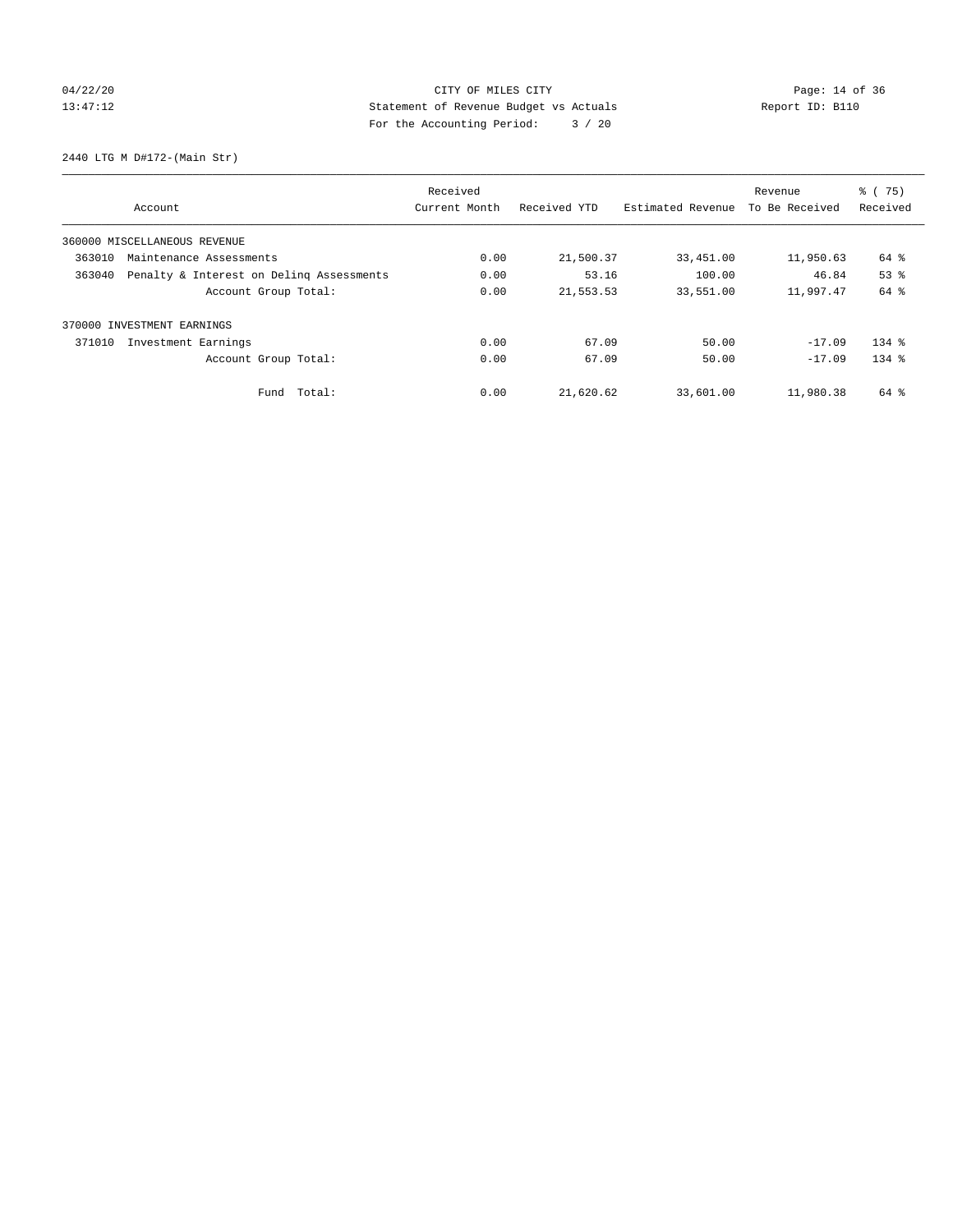CITY OF MILES CITY

Statement of Revenue Budget vs Actuals

For the Accounting Period: 3 / 20

04/22/20
13:47:12

Report ID: B110

2440 LTG M D#172-(Main Str)

| Account | Received Current Month | Received YTD | Estimated Revenue | Revenue To Be Received | % ( 75) Received |
|---|---|---|---|---|---|
| 360000 MISCELLANEOUS REVENUE | | | | | |
| 363010 Maintenance Assessments | 0.00 | 21,500.37 | 33,451.00 | 11,950.63 | 64 % |
| 363040 Penalty & Interest on Delinq Assessments | 0.00 | 53.16 | 100.00 | 46.84 | 53 % |
| Account Group Total: | 0.00 | 21,553.53 | 33,551.00 | 11,997.47 | 64 % |
| 370000 INVESTMENT EARNINGS | | | | | |
| 371010 Investment Earnings | 0.00 | 67.09 | 50.00 | -17.09 | 134 % |
| Account Group Total: | 0.00 | 67.09 | 50.00 | -17.09 | 134 % |
| Fund Total: | 0.00 | 21,620.62 | 33,601.00 | 11,980.38 | 64 % |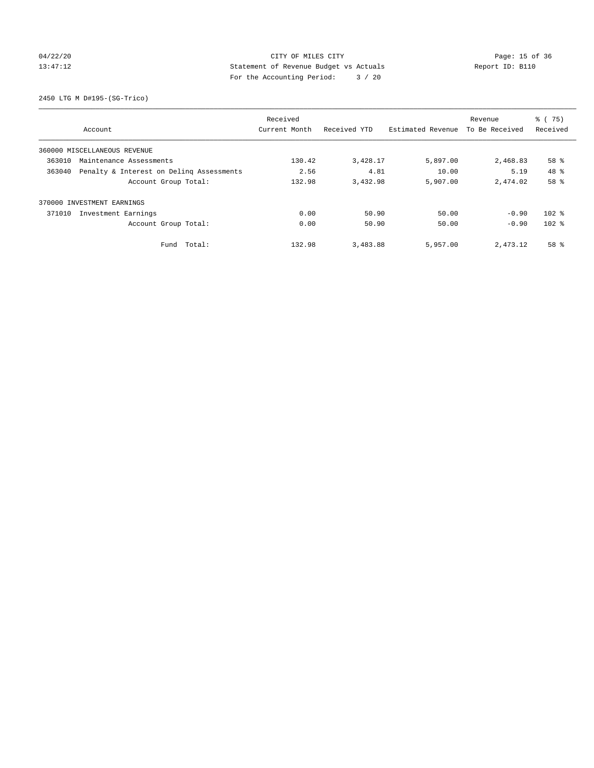CITY OF MILES CITY
Statement of Revenue Budget vs Actuals
For the Accounting Period: 3 / 20

04/22/20
13:47:12

Report ID: B110

2450 LTG M D#195-(SG-Trico)

| Account | Received Current Month | Received YTD | Estimated Revenue | Revenue To Be Received | % ( 75) Received |
|---|---|---|---|---|---|
| 360000 MISCELLANEOUS REVENUE | | | | | |
| 363010 Maintenance Assessments | 130.42 | 3,428.17 | 5,897.00 | 2,468.83 | 58 % |
| 363040 Penalty & Interest on Delinq Assessments | 2.56 | 4.81 | 10.00 | 5.19 | 48 % |
| Account Group Total: | 132.98 | 3,432.98 | 5,907.00 | 2,474.02 | 58 % |
| 370000 INVESTMENT EARNINGS | | | | | |
| 371010 Investment Earnings | 0.00 | 50.90 | 50.00 | -0.90 | 102 % |
| Account Group Total: | 0.00 | 50.90 | 50.00 | -0.90 | 102 % |
| Fund Total: | 132.98 | 3,483.88 | 5,957.00 | 2,473.12 | 58 % |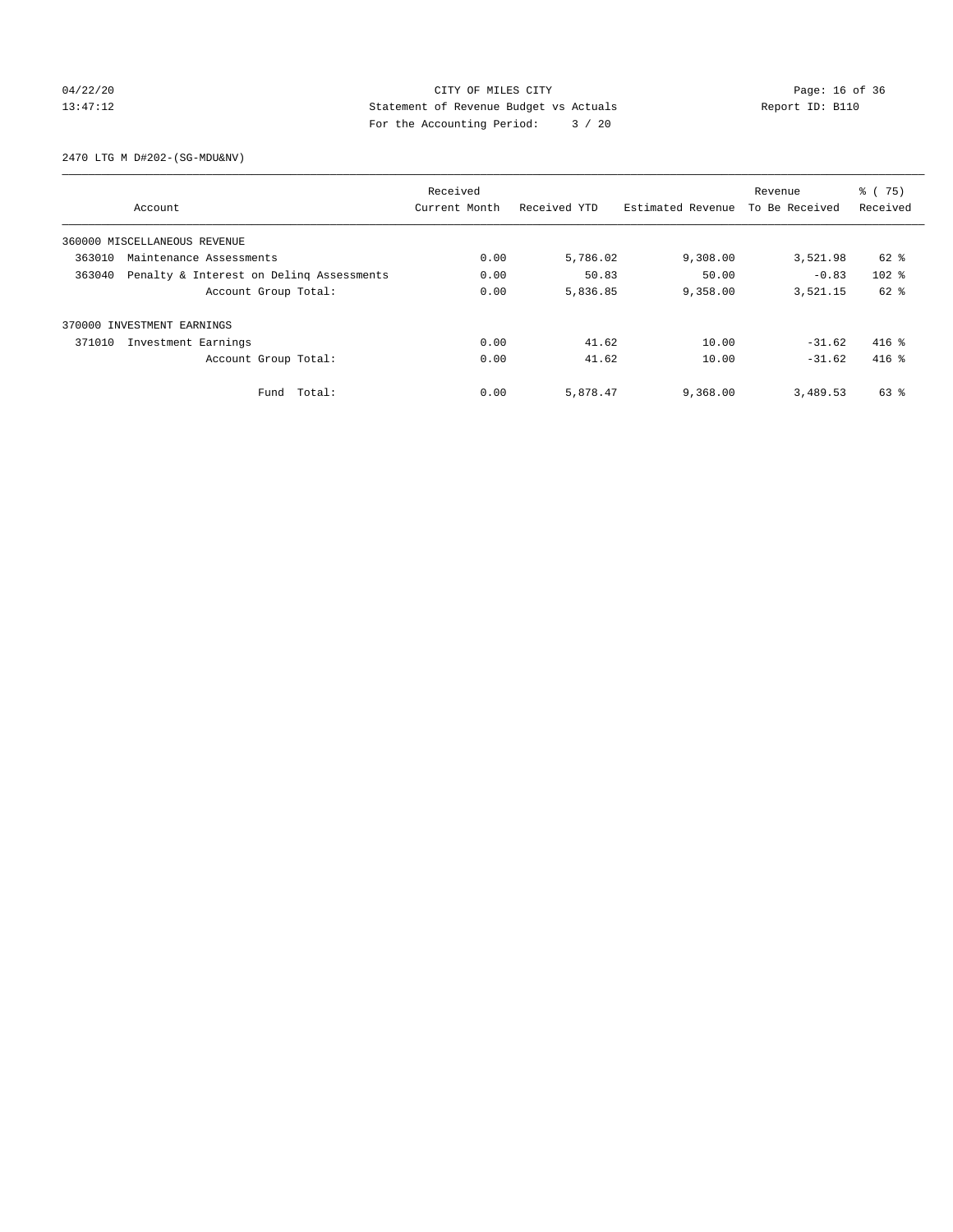CITY OF MILES CITY
Statement of Revenue Budget vs Actuals
For the Accounting Period: 3 / 20

2470 LTG M D#202-(SG-MDU&NV)

| Account | Received Current Month | Received YTD | Estimated Revenue | Revenue To Be Received | % ( 75) Received |
|---|---|---|---|---|---|
| 360000 MISCELLANEOUS REVENUE | | | | | |
| 363010 Maintenance Assessments | 0.00 | 5,786.02 | 9,308.00 | 3,521.98 | 62 % |
| 363040 Penalty & Interest on Delinq Assessments | 0.00 | 50.83 | 50.00 | -0.83 | 102 % |
| Account Group Total: | 0.00 | 5,836.85 | 9,358.00 | 3,521.15 | 62 % |
| 370000 INVESTMENT EARNINGS | | | | | |
| 371010 Investment Earnings | 0.00 | 41.62 | 10.00 | -31.62 | 416 % |
| Account Group Total: | 0.00 | 41.62 | 10.00 | -31.62 | 416 % |
| Fund Total: | 0.00 | 5,878.47 | 9,368.00 | 3,489.53 | 63 % |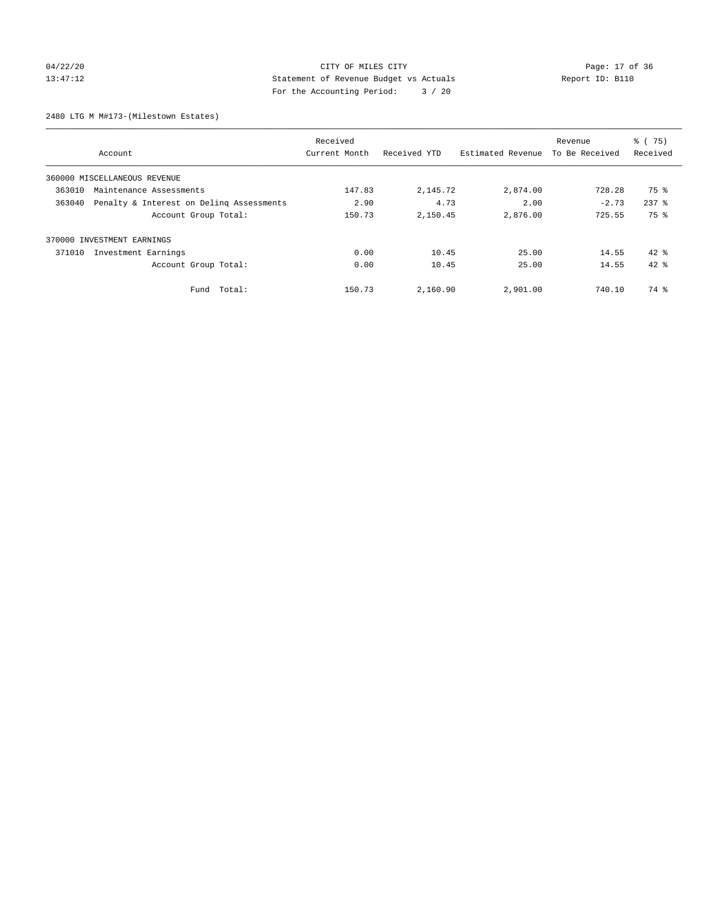CITY OF MILES CITY
Statement of Revenue Budget vs Actuals
For the Accounting Period: 3 / 20

04/22/20
13:47:12

Report ID: B110

2480 LTG M M#173-(Milestown Estates)

| Account | Received Current Month | Received YTD | Estimated Revenue | Revenue To Be Received | % ( 75) Received |
|---|---|---|---|---|---|
| 360000 MISCELLANEOUS REVENUE | | | | | |
| 363010 Maintenance Assessments | 147.83 | 2,145.72 | 2,874.00 | 728.28 | 75 % |
| 363040 Penalty & Interest on Delinq Assessments | 2.90 | 4.73 | 2.00 | -2.73 | 237 % |
| Account Group Total: | 150.73 | 2,150.45 | 2,876.00 | 725.55 | 75 % |
| 370000 INVESTMENT EARNINGS | | | | | |
| 371010 Investment Earnings | 0.00 | 10.45 | 25.00 | 14.55 | 42 % |
| Account Group Total: | 0.00 | 10.45 | 25.00 | 14.55 | 42 % |
| Fund Total: | 150.73 | 2,160.90 | 2,901.00 | 740.10 | 74 % |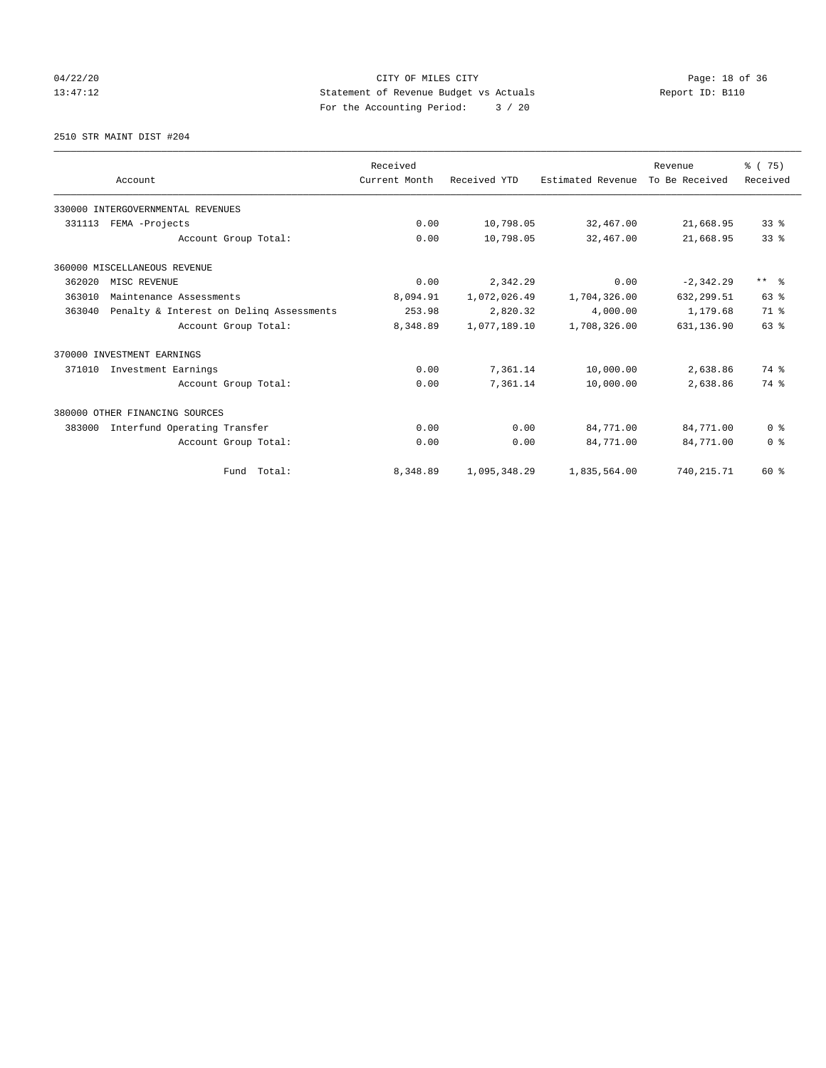CITY OF MILES CITY
Statement of Revenue Budget vs Actuals
For the Accounting Period: 3 / 20

04/22/20
13:47:12

Report ID: B110

2510 STR MAINT DIST #204

| Account | Received Current Month | Received YTD | Estimated Revenue | Revenue To Be Received | % ( 75) Received |
|---|---|---|---|---|---|
| 330000 INTERGOVERNMENTAL REVENUES | | | | | |
| 331113 FEMA -Projects | 0.00 | 10,798.05 | 32,467.00 | 21,668.95 | 33 % |
| Account Group Total: | 0.00 | 10,798.05 | 32,467.00 | 21,668.95 | 33 % |
| 360000 MISCELLANEOUS REVENUE | | | | | |
| 362020 MISC REVENUE | 0.00 | 2,342.29 | 0.00 | -2,342.29 | ** % |
| 363010 Maintenance Assessments | 8,094.91 | 1,072,026.49 | 1,704,326.00 | 632,299.51 | 63 % |
| 363040 Penalty & Interest on Delinq Assessments | 253.98 | 2,820.32 | 4,000.00 | 1,179.68 | 71 % |
| Account Group Total: | 8,348.89 | 1,077,189.10 | 1,708,326.00 | 631,136.90 | 63 % |
| 370000 INVESTMENT EARNINGS | | | | | |
| 371010 Investment Earnings | 0.00 | 7,361.14 | 10,000.00 | 2,638.86 | 74 % |
| Account Group Total: | 0.00 | 7,361.14 | 10,000.00 | 2,638.86 | 74 % |
| 380000 OTHER FINANCING SOURCES | | | | | |
| 383000 Interfund Operating Transfer | 0.00 | 0.00 | 84,771.00 | 84,771.00 | 0 % |
| Account Group Total: | 0.00 | 0.00 | 84,771.00 | 84,771.00 | 0 % |
| Fund Total: | 8,348.89 | 1,095,348.29 | 1,835,564.00 | 740,215.71 | 60 % |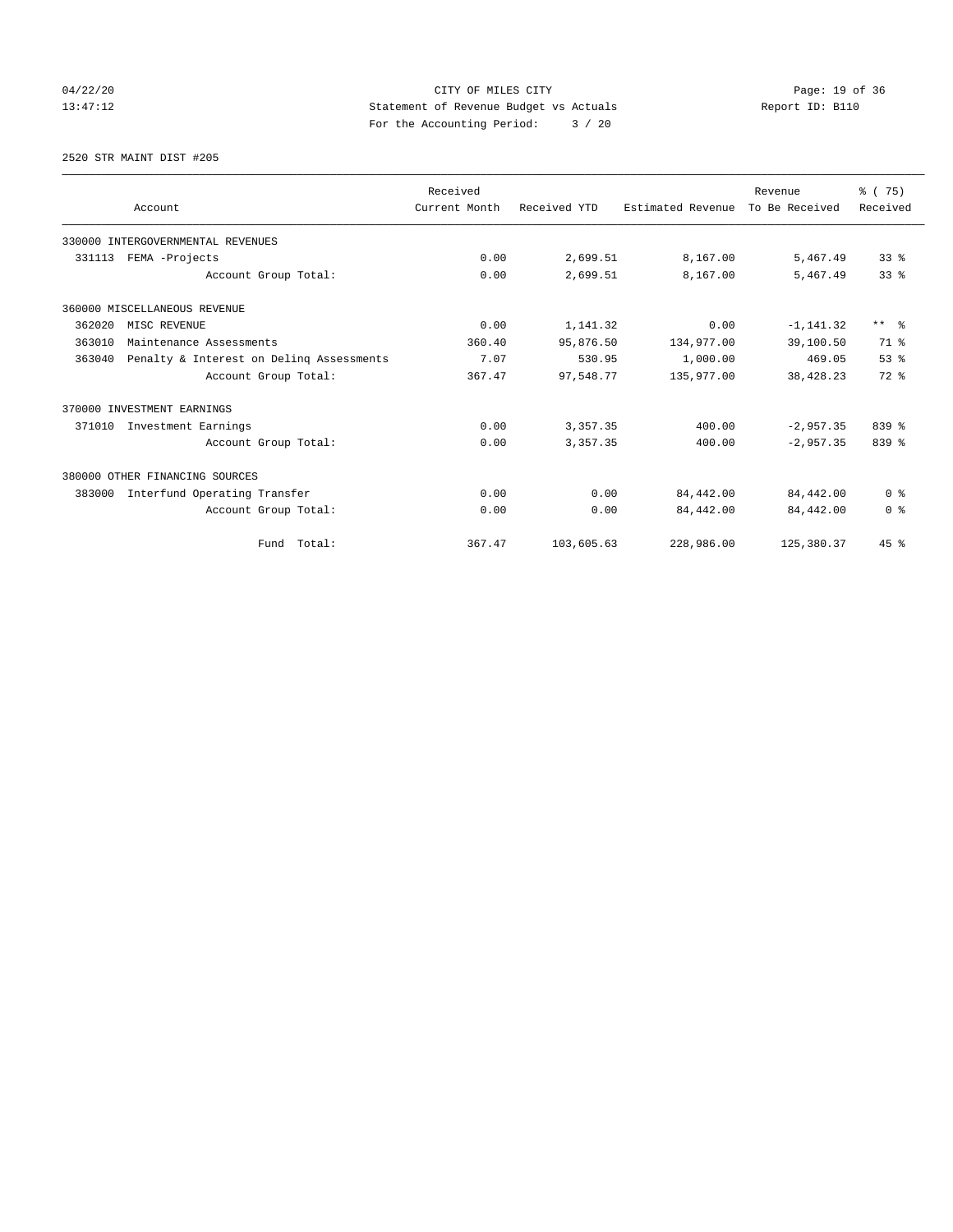CITY OF MILES CITY
Statement of Revenue Budget vs Actuals
For the Accounting Period: 3 / 20

04/22/20
13:47:12

Report ID: B110

## 2520 STR MAINT DIST #205

| Account | Received Current Month | Received YTD | Estimated Revenue | Revenue To Be Received | % ( 75) Received |
|---|---|---|---|---|---|
| 330000 INTERGOVERNMENTAL REVENUES | | | | | |
| 331113 FEMA -Projects | 0.00 | 2,699.51 | 8,167.00 | 5,467.49 | 33 % |
| Account Group Total: | 0.00 | 2,699.51 | 8,167.00 | 5,467.49 | 33 % |
| 360000 MISCELLANEOUS REVENUE | | | | | |
| 362020 MISC REVENUE | 0.00 | 1,141.32 | 0.00 | -1,141.32 | ** % |
| 363010 Maintenance Assessments | 360.40 | 95,876.50 | 134,977.00 | 39,100.50 | 71 % |
| 363040 Penalty & Interest on Delinq Assessments | 7.07 | 530.95 | 1,000.00 | 469.05 | 53 % |
| Account Group Total: | 367.47 | 97,548.77 | 135,977.00 | 38,428.23 | 72 % |
| 370000 INVESTMENT EARNINGS | | | | | |
| 371010 Investment Earnings | 0.00 | 3,357.35 | 400.00 | -2,957.35 | 839 % |
| Account Group Total: | 0.00 | 3,357.35 | 400.00 | -2,957.35 | 839 % |
| 380000 OTHER FINANCING SOURCES | | | | | |
| 383000 Interfund Operating Transfer | 0.00 | 0.00 | 84,442.00 | 84,442.00 | 0 % |
| Account Group Total: | 0.00 | 0.00 | 84,442.00 | 84,442.00 | 0 % |
| Fund Total: | 367.47 | 103,605.63 | 228,986.00 | 125,380.37 | 45 % |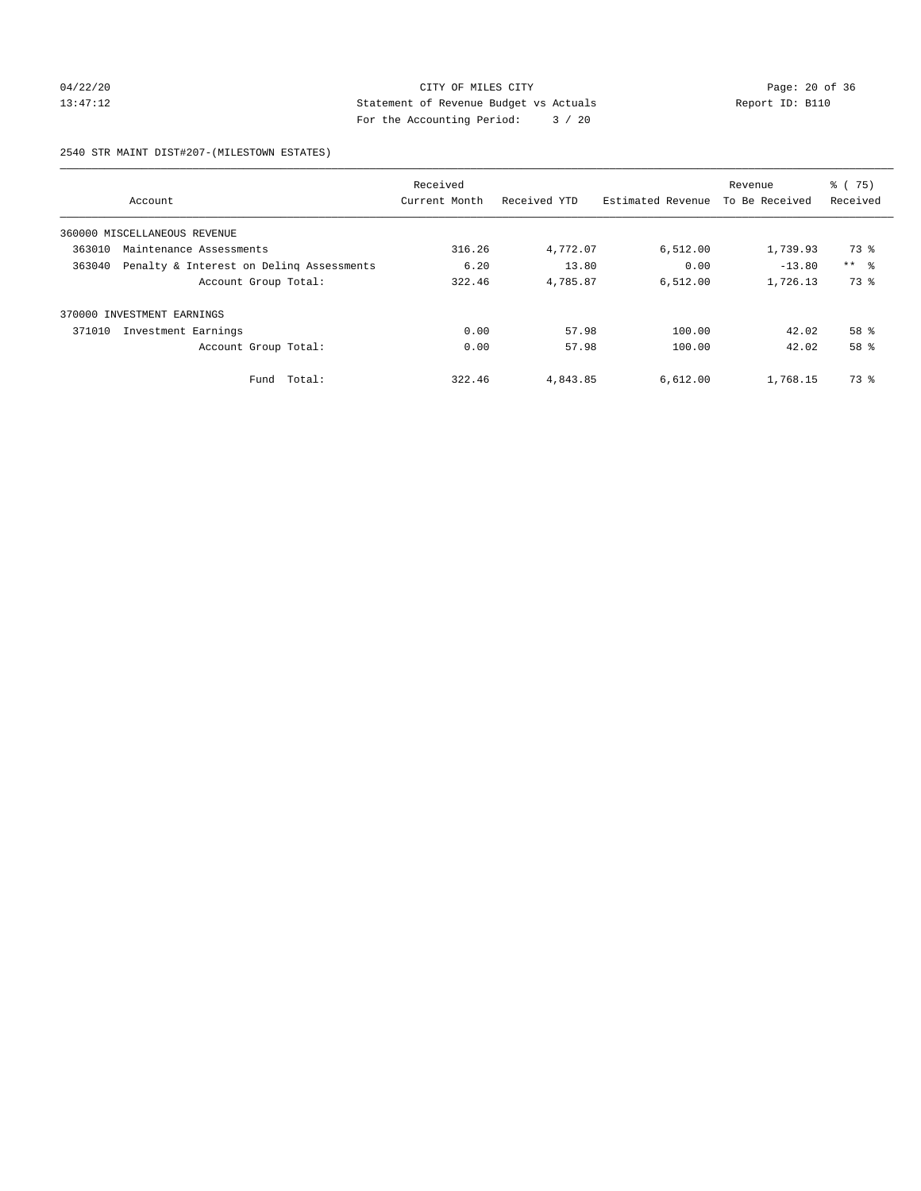CITY OF MILES CITY
Statement of Revenue Budget vs Actuals
For the Accounting Period: 3 / 20

04/22/20
13:47:12

Report ID: B110

2540 STR MAINT DIST#207-(MILESTOWN ESTATES)

| Account | Received Current Month | Received YTD | Estimated Revenue | Revenue To Be Received | % ( 75) Received |
|---|---|---|---|---|---|
| 360000 MISCELLANEOUS REVENUE | | | | | |
| 363010 Maintenance Assessments | 316.26 | 4,772.07 | 6,512.00 | 1,739.93 | 73 % |
| 363040 Penalty & Interest on Delinq Assessments | 6.20 | 13.80 | 0.00 | -13.80 | ** % |
| Account Group Total: | 322.46 | 4,785.87 | 6,512.00 | 1,726.13 | 73 % |
| 370000 INVESTMENT EARNINGS | | | | | |
| 371010 Investment Earnings | 0.00 | 57.98 | 100.00 | 42.02 | 58 % |
| Account Group Total: | 0.00 | 57.98 | 100.00 | 42.02 | 58 % |
| Fund Total: | 322.46 | 4,843.85 | 6,612.00 | 1,768.15 | 73 % |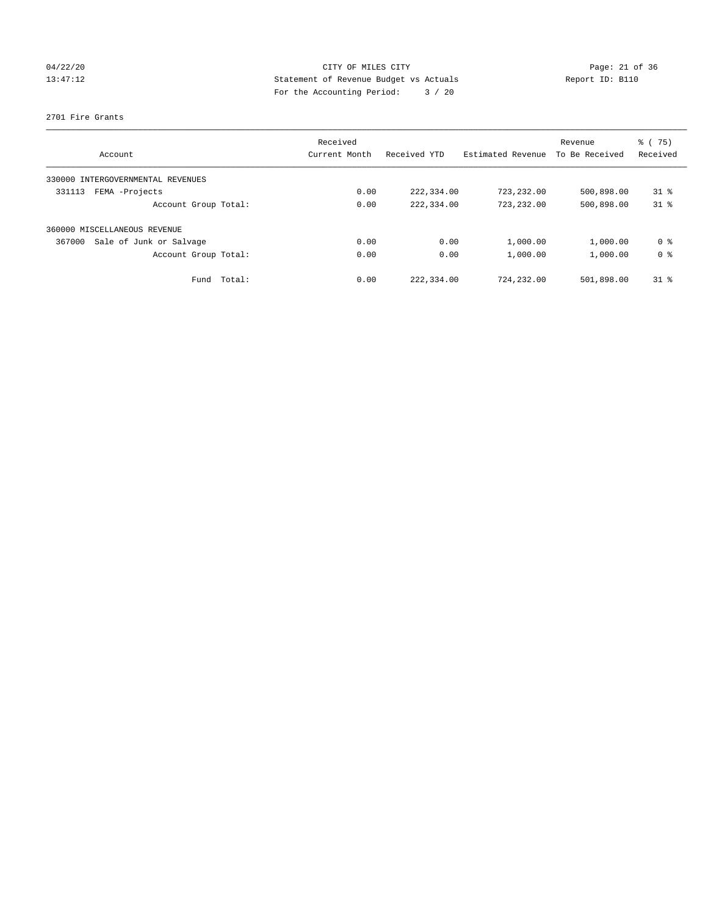CITY OF MILES CITY
Statement of Revenue Budget vs Actuals
For the Accounting Period: 3 / 20

04/22/20
13:47:12

Report ID: B110

2701 Fire Grants

| Account | Received Current Month | Received YTD | Estimated Revenue | Revenue To Be Received | % ( 75) Received |
|---|---|---|---|---|---|
| 330000 INTERGOVERNMENTAL REVENUES | | | | | |
| 331113 FEMA -Projects | 0.00 | 222,334.00 | 723,232.00 | 500,898.00 | 31 % |
| Account Group Total: | 0.00 | 222,334.00 | 723,232.00 | 500,898.00 | 31 % |
| 360000 MISCELLANEOUS REVENUE | | | | | |
| 367000 Sale of Junk or Salvage | 0.00 | 0.00 | 1,000.00 | 1,000.00 | 0 % |
| Account Group Total: | 0.00 | 0.00 | 1,000.00 | 1,000.00 | 0 % |
| Fund Total: | 0.00 | 222,334.00 | 724,232.00 | 501,898.00 | 31 % |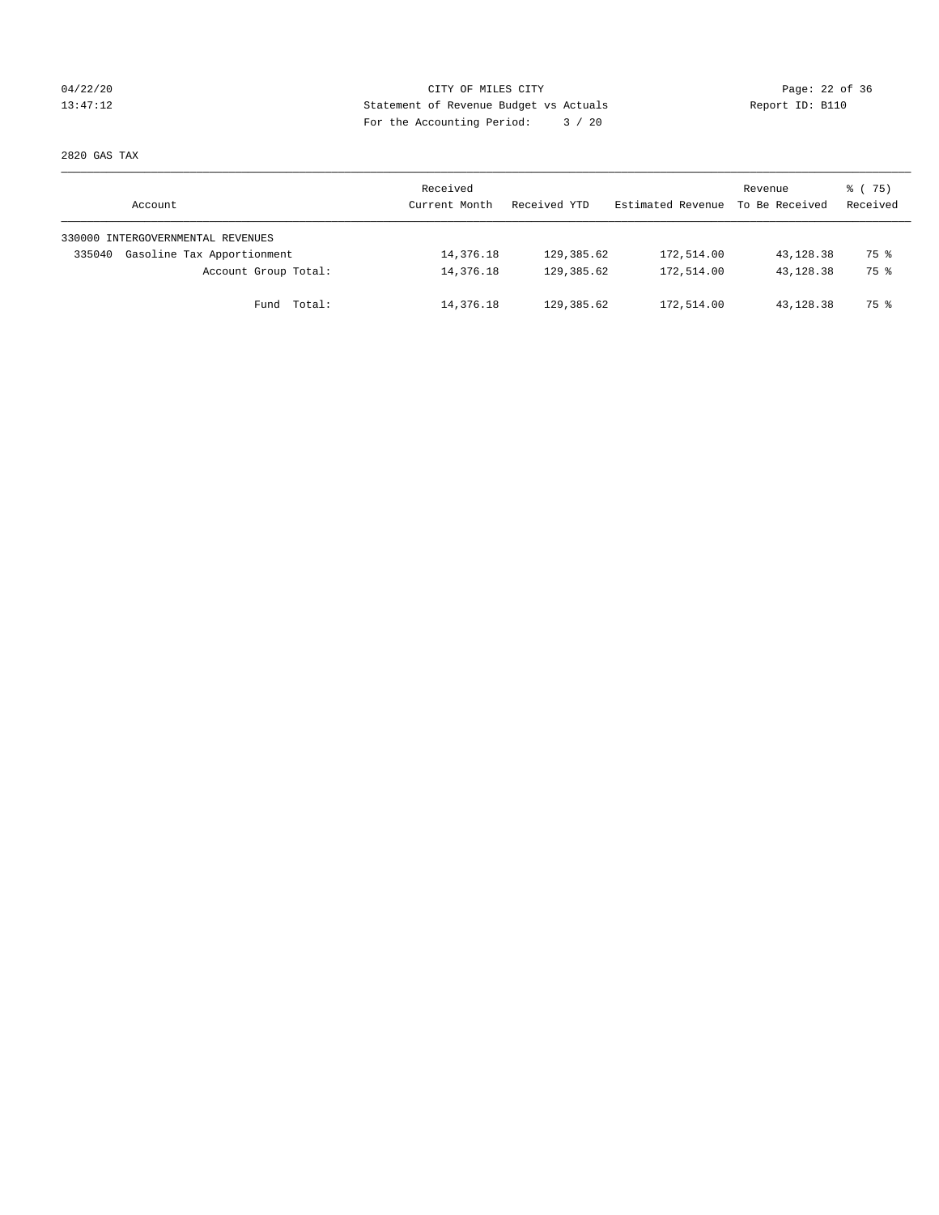CITY OF MILES CITY
Statement of Revenue Budget vs Actuals
For the Accounting Period: 3 / 20

04/22/20
13:47:12

Report ID: B110

2820 GAS TAX

| Account | Received Current Month | Received YTD | Estimated Revenue | Revenue To Be Received | % ( 75) Received |
|---|---|---|---|---|---|
| 330000 INTERGOVERNMENTAL REVENUES | | | | | |
| 335040 Gasoline Tax Apportionment | 14,376.18 | 129,385.62 | 172,514.00 | 43,128.38 | 75 % |
| Account Group Total: | 14,376.18 | 129,385.62 | 172,514.00 | 43,128.38 | 75 % |
| Fund Total: | 14,376.18 | 129,385.62 | 172,514.00 | 43,128.38 | 75 % |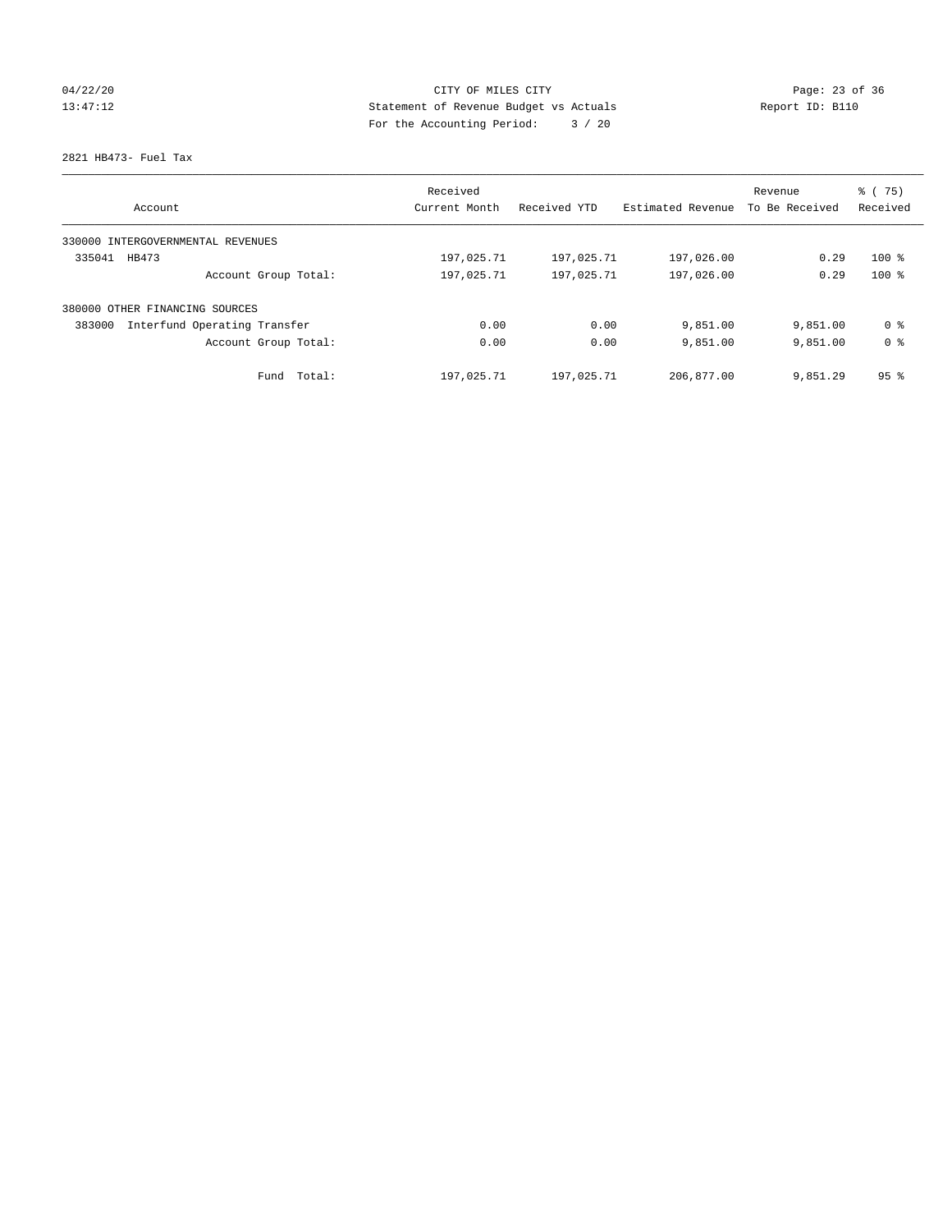CITY OF MILES CITY
Statement of Revenue Budget vs Actuals
For the Accounting Period: 3 / 20

04/22/20
13:47:12

Report ID: B110

2821 HB473- Fuel Tax

| Account | Received Current Month | Received YTD | Estimated Revenue | Revenue To Be Received | % ( 75) Received |
|---|---|---|---|---|---|
| 330000 INTERGOVERNMENTAL REVENUES | | | | | |
| 335041 HB473 | 197,025.71 | 197,025.71 | 197,026.00 | 0.29 | 100 % |
| Account Group Total: | 197,025.71 | 197,025.71 | 197,026.00 | 0.29 | 100 % |
| 380000 OTHER FINANCING SOURCES | | | | | |
| 383000 Interfund Operating Transfer | 0.00 | 0.00 | 9,851.00 | 9,851.00 | 0 % |
| Account Group Total: | 0.00 | 0.00 | 9,851.00 | 9,851.00 | 0 % |
| Fund Total: | 197,025.71 | 197,025.71 | 206,877.00 | 9,851.29 | 95 % |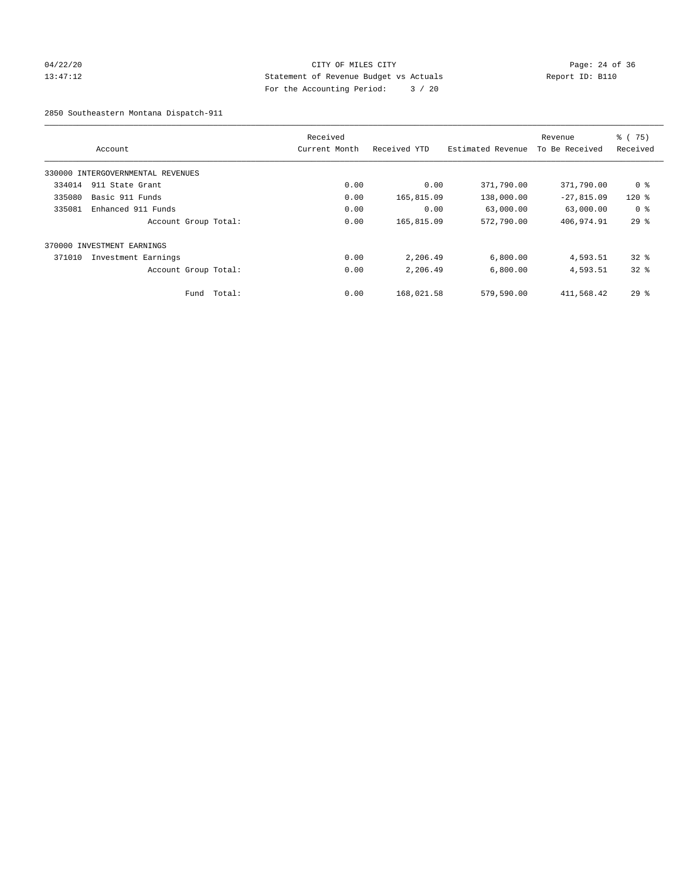CITY OF MILES CITY
Statement of Revenue Budget vs Actuals
For the Accounting Period: 3 / 20

04/22/20
13:47:12

Report ID: B110

2850 Southeastern Montana Dispatch-911

| Account | Received Current Month | Received YTD | Estimated Revenue | Revenue To Be Received | % ( 75) Received |
|---|---|---|---|---|---|
| 330000 INTERGOVERNMENTAL REVENUES | | | | | |
| 334014 911 State Grant | 0.00 | 0.00 | 371,790.00 | 371,790.00 | 0 % |
| 335080 Basic 911 Funds | 0.00 | 165,815.09 | 138,000.00 | -27,815.09 | 120 % |
| 335081 Enhanced 911 Funds | 0.00 | 0.00 | 63,000.00 | 63,000.00 | 0 % |
| Account Group Total: | 0.00 | 165,815.09 | 572,790.00 | 406,974.91 | 29 % |
| 370000 INVESTMENT EARNINGS | | | | | |
| 371010 Investment Earnings | 0.00 | 2,206.49 | 6,800.00 | 4,593.51 | 32 % |
| Account Group Total: | 0.00 | 2,206.49 | 6,800.00 | 4,593.51 | 32 % |
| Fund Total: | 0.00 | 168,021.58 | 579,590.00 | 411,568.42 | 29 % |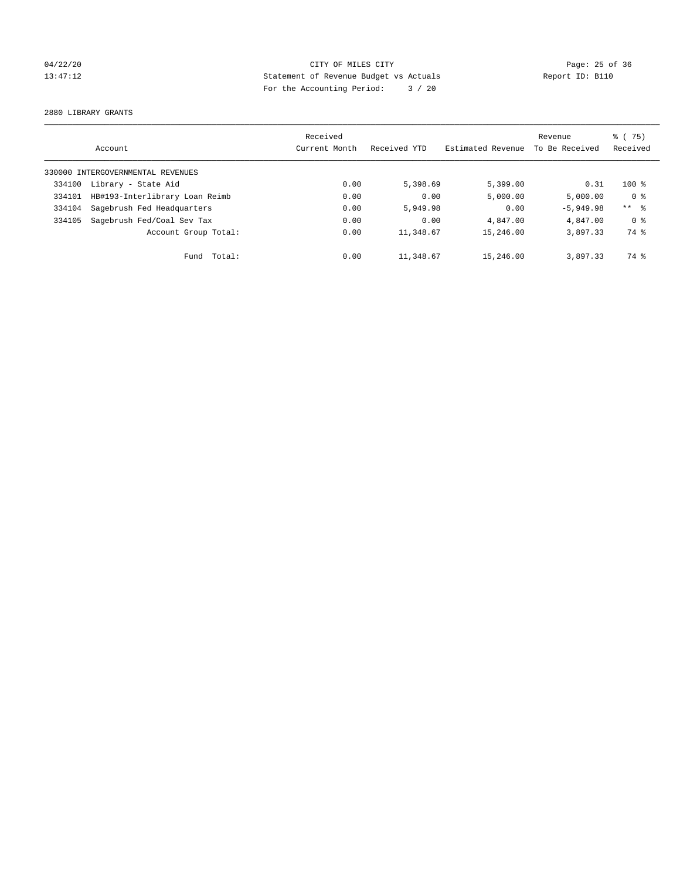CITY OF MILES CITY
Statement of Revenue Budget vs Actuals
For the Accounting Period: 3 / 20

04/22/20
13:47:12

Report ID: B110

2880 LIBRARY GRANTS

| Account | | Received Current Month | Received YTD | Estimated Revenue | Revenue To Be Received | % ( 75) Received |
|---|---|---|---|---|---|---|
| 330000 INTERGOVERNMENTAL REVENUES | | | | | | |
| 334100 | Library - State Aid | 0.00 | 5,398.69 | 5,399.00 | 0.31 | 100 % |
| 334101 | HB#193-Interlibrary Loan Reimb | 0.00 | 0.00 | 5,000.00 | 5,000.00 | 0 % |
| 334104 | Sagebrush Fed Headquarters | 0.00 | 5,949.98 | 0.00 | -5,949.98 | ** % |
| 334105 | Sagebrush Fed/Coal Sev Tax | 0.00 | 0.00 | 4,847.00 | 4,847.00 | 0 % |
| | Account Group Total: | 0.00 | 11,348.67 | 15,246.00 | 3,897.33 | 74 % |
| | Fund Total: | 0.00 | 11,348.67 | 15,246.00 | 3,897.33 | 74 % |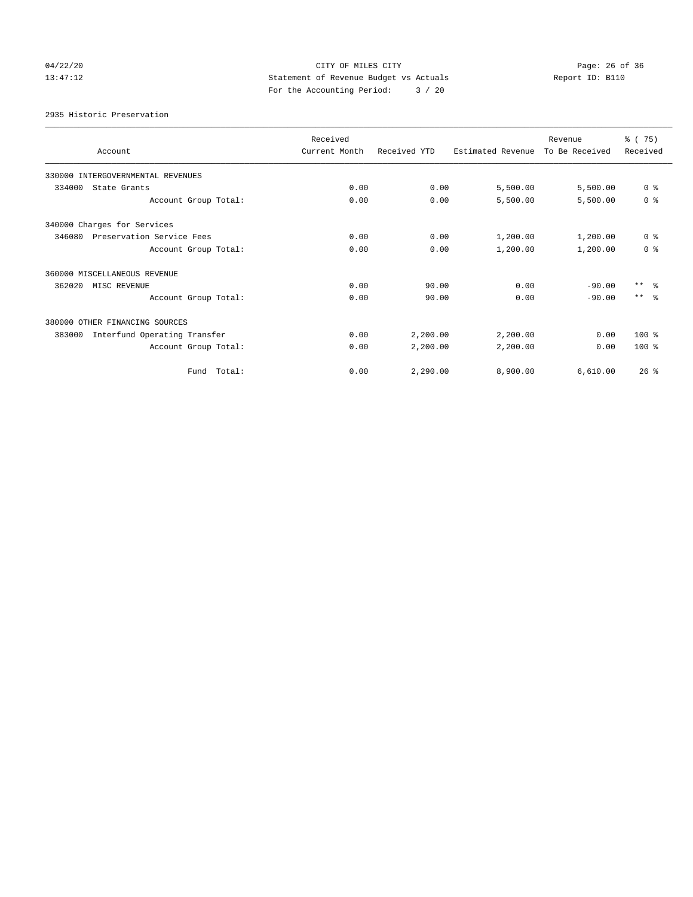CITY OF MILES CITY
Statement of Revenue Budget vs Actuals
For the Accounting Period: 3 / 20

04/22/20
13:47:12

Report ID: B110

2935 Historic Preservation

| Account | Received Current Month | Received YTD | Estimated Revenue | Revenue To Be Received | % ( 75) Received |
|---|---|---|---|---|---|
| 330000 INTERGOVERNMENTAL REVENUES | | | | | |
| 334000 State Grants | 0.00 | 0.00 | 5,500.00 | 5,500.00 | 0 % |
| Account Group Total: | 0.00 | 0.00 | 5,500.00 | 5,500.00 | 0 % |
| 340000 Charges for Services | | | | | |
| 346080 Preservation Service Fees | 0.00 | 0.00 | 1,200.00 | 1,200.00 | 0 % |
| Account Group Total: | 0.00 | 0.00 | 1,200.00 | 1,200.00 | 0 % |
| 360000 MISCELLANEOUS REVENUE | | | | | |
| 362020 MISC REVENUE | 0.00 | 90.00 | 0.00 | -90.00 | ** % |
| Account Group Total: | 0.00 | 90.00 | 0.00 | -90.00 | ** % |
| 380000 OTHER FINANCING SOURCES | | | | | |
| 383000 Interfund Operating Transfer | 0.00 | 2,200.00 | 2,200.00 | 0.00 | 100 % |
| Account Group Total: | 0.00 | 2,200.00 | 2,200.00 | 0.00 | 100 % |
| Fund Total: | 0.00 | 2,290.00 | 8,900.00 | 6,610.00 | 26 % |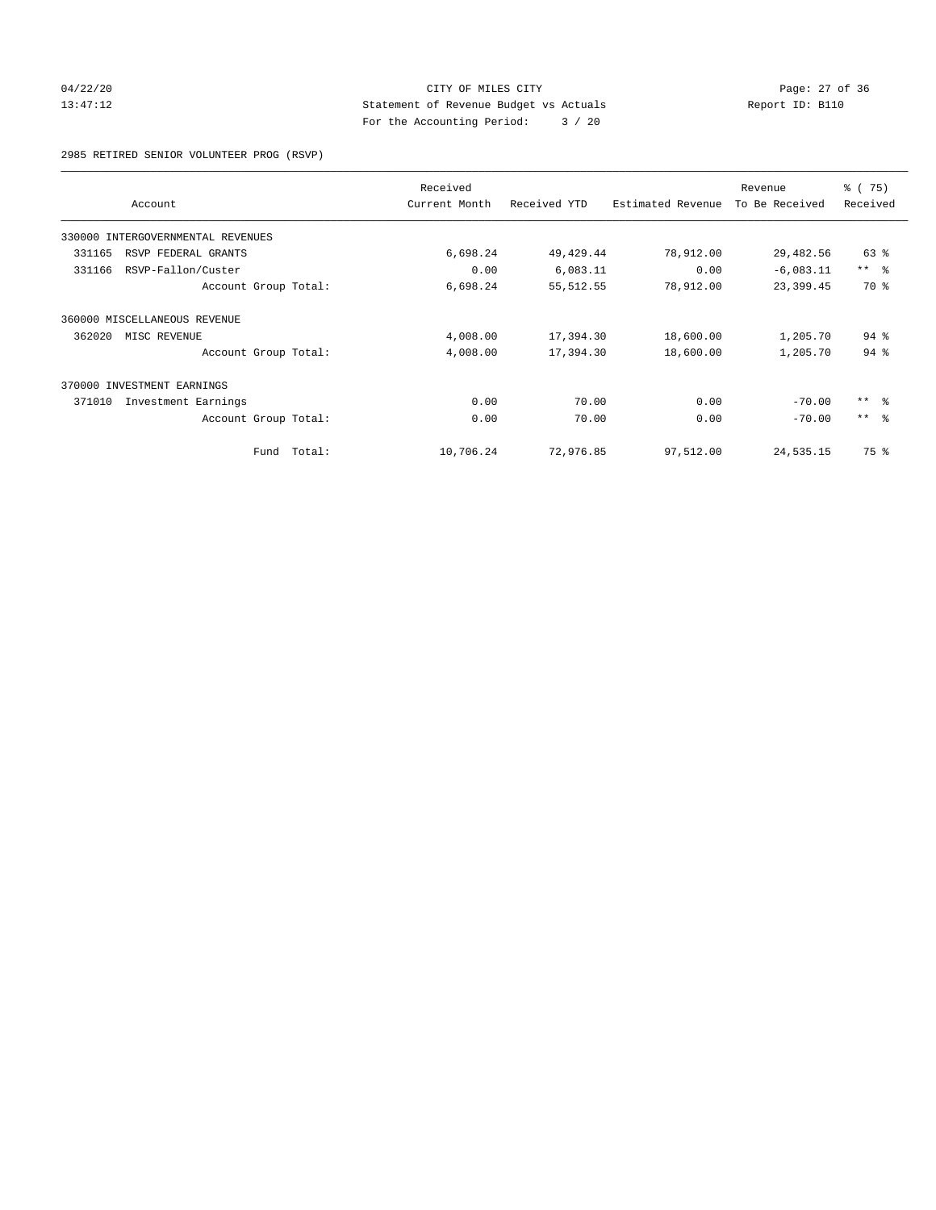CITY OF MILES CITY
Statement of Revenue Budget vs Actuals
For the Accounting Period: 3 / 20

04/22/20
13:47:12

Report ID: B110

2985 RETIRED SENIOR VOLUNTEER PROG (RSVP)

| Account | Received Current Month | Received YTD | Estimated Revenue | Revenue To Be Received | % ( 75) Received |
|---|---|---|---|---|---|
| 330000 INTERGOVERNMENTAL REVENUES | | | | | |
| 331165 RSVP FEDERAL GRANTS | 6,698.24 | 49,429.44 | 78,912.00 | 29,482.56 | 63 % |
| 331166 RSVP-Fallon/Custer | 0.00 | 6,083.11 | 0.00 | -6,083.11 | ** % |
| Account Group Total: | 6,698.24 | 55,512.55 | 78,912.00 | 23,399.45 | 70 % |
| 360000 MISCELLANEOUS REVENUE | | | | | |
| 362020 MISC REVENUE | 4,008.00 | 17,394.30 | 18,600.00 | 1,205.70 | 94 % |
| Account Group Total: | 4,008.00 | 17,394.30 | 18,600.00 | 1,205.70 | 94 % |
| 370000 INVESTMENT EARNINGS | | | | | |
| 371010 Investment Earnings | 0.00 | 70.00 | 0.00 | -70.00 | ** % |
| Account Group Total: | 0.00 | 70.00 | 0.00 | -70.00 | ** % |
| Fund Total: | 10,706.24 | 72,976.85 | 97,512.00 | 24,535.15 | 75 % |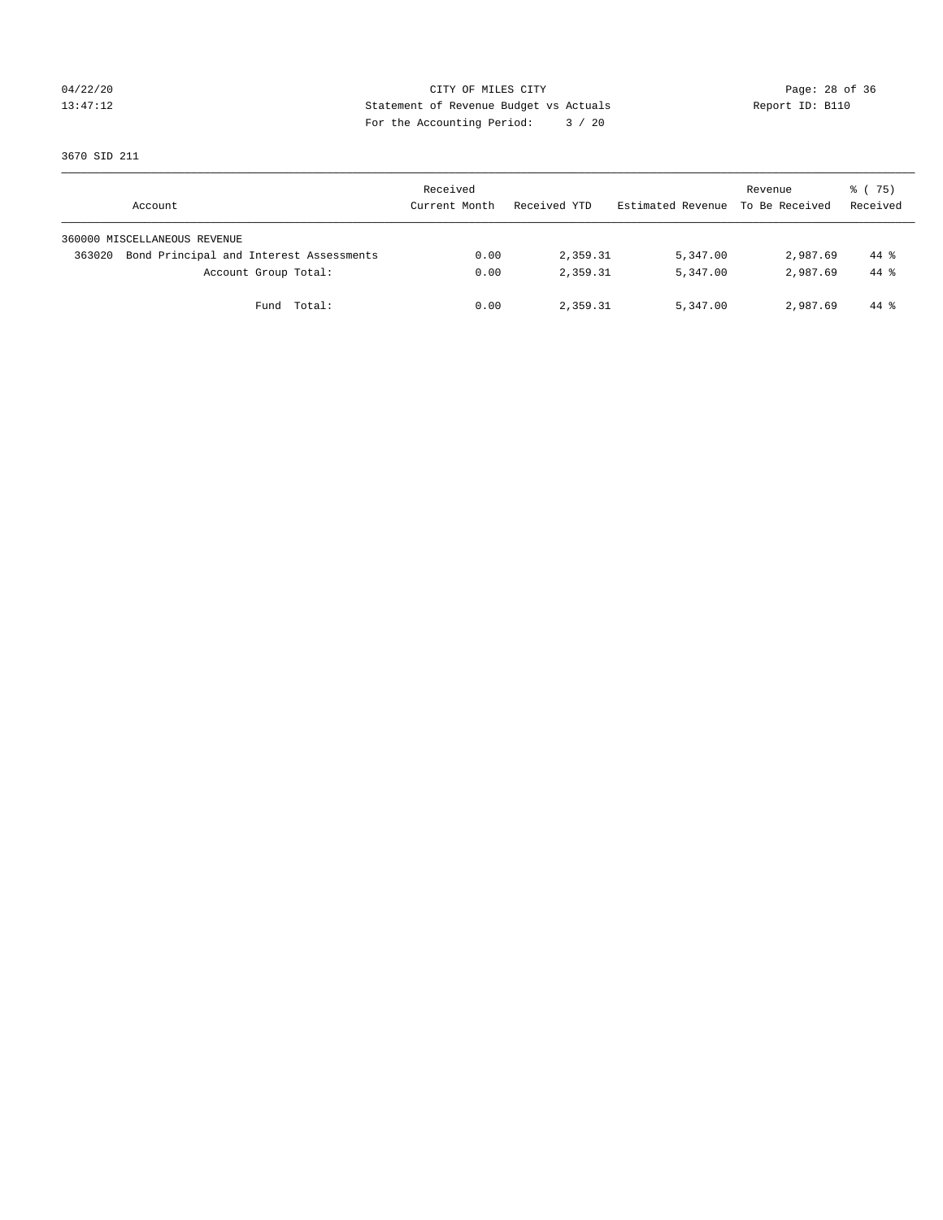CITY OF MILES CITY
Statement of Revenue Budget vs Actuals
For the Accounting Period: 3 / 20

04/22/20
13:47:12

Report ID: B110

3670 SID 211

| Account | Received Current Month | Received YTD | Estimated Revenue | Revenue To Be Received | % ( 75) Received |
|---|---|---|---|---|---|
| 360000 MISCELLANEOUS REVENUE | | | | | |
| 363020 Bond Principal and Interest Assessments | 0.00 | 2,359.31 | 5,347.00 | 2,987.69 | 44 % |
| Account Group Total: | 0.00 | 2,359.31 | 5,347.00 | 2,987.69 | 44 % |
| Fund Total: | 0.00 | 2,359.31 | 5,347.00 | 2,987.69 | 44 % |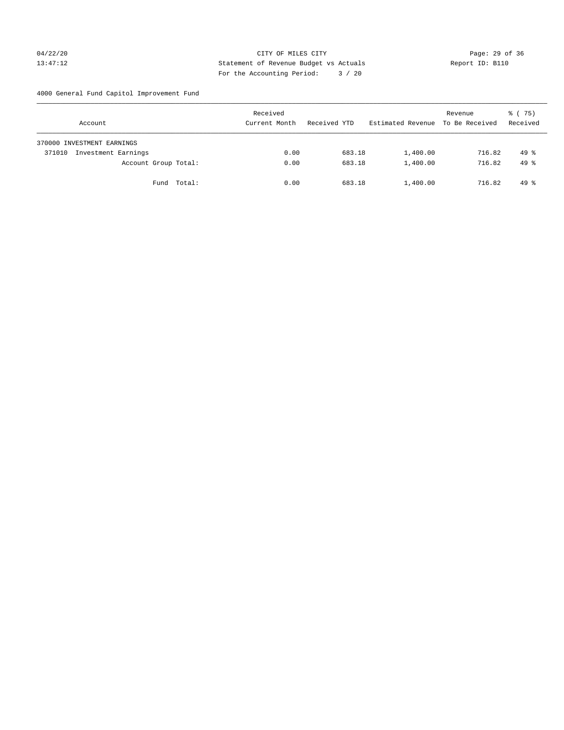CITY OF MILES CITY
Statement of Revenue Budget vs Actuals
For the Accounting Period: 3 / 20

04/22/20
13:47:12

Report ID: B110

4000 General Fund Capitol Improvement Fund

| Account | Received Current Month | Received YTD | Estimated Revenue | Revenue To Be Received | % ( 75) Received |
|---|---|---|---|---|---|
| 370000 INVESTMENT EARNINGS | | | | | |
| 371010 Investment Earnings | 0.00 | 683.18 | 1,400.00 | 716.82 | 49 % |
| Account Group Total: | 0.00 | 683.18 | 1,400.00 | 716.82 | 49 % |
| Fund Total: | 0.00 | 683.18 | 1,400.00 | 716.82 | 49 % |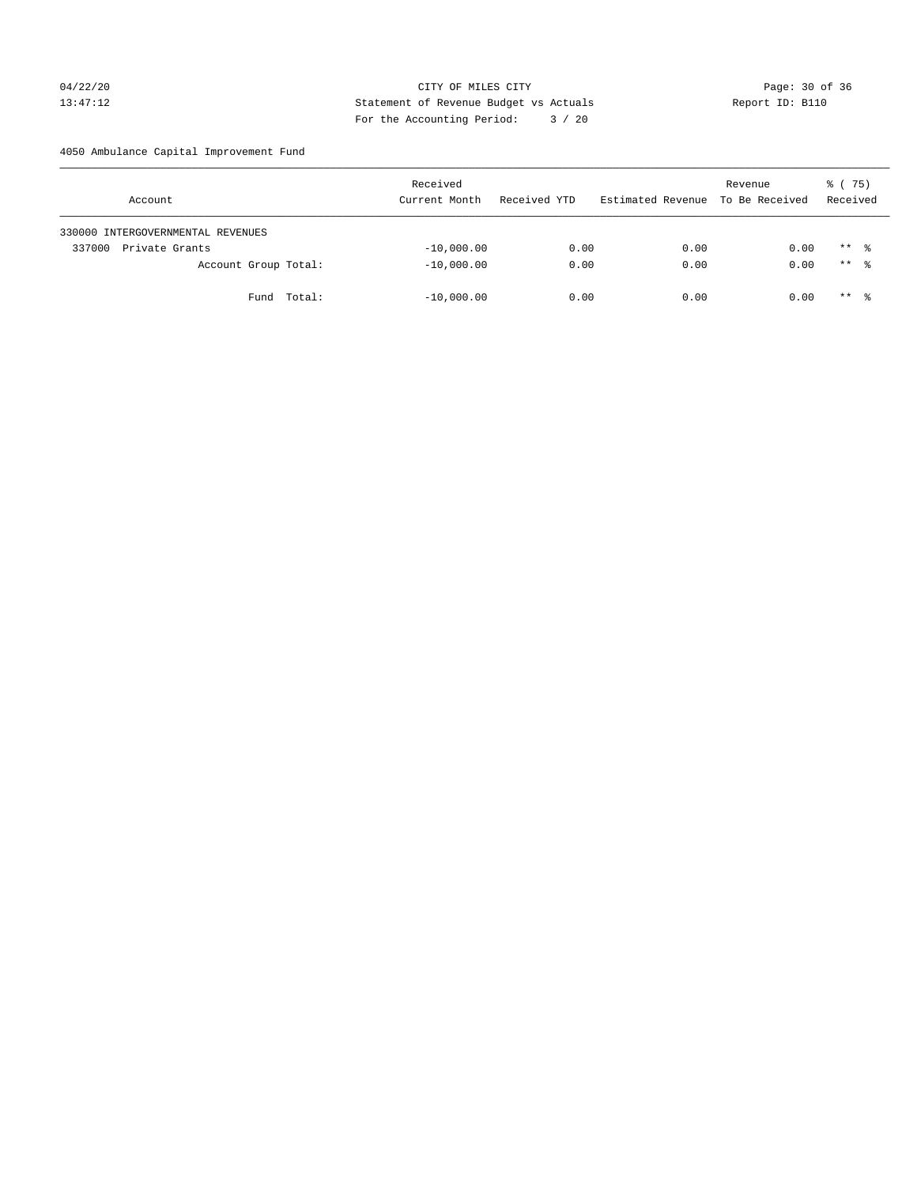CITY OF MILES CITY

Statement of Revenue Budget vs Actuals

For the Accounting Period: 3 / 20

04/22/20
13:47:12

Report ID: B110

4050 Ambulance Capital Improvement Fund

| Account | Received Current Month | Received YTD | Estimated Revenue | Revenue To Be Received | % ( 75) Received |
|---|---|---|---|---|---|
| 330000 INTERGOVERNMENTAL REVENUES | | | | | |
| 337000 Private Grants | -10,000.00 | 0.00 | 0.00 | 0.00 | ** % |
| Account Group Total: | -10,000.00 | 0.00 | 0.00 | 0.00 | ** % |
| Fund Total: | -10,000.00 | 0.00 | 0.00 | 0.00 | ** % |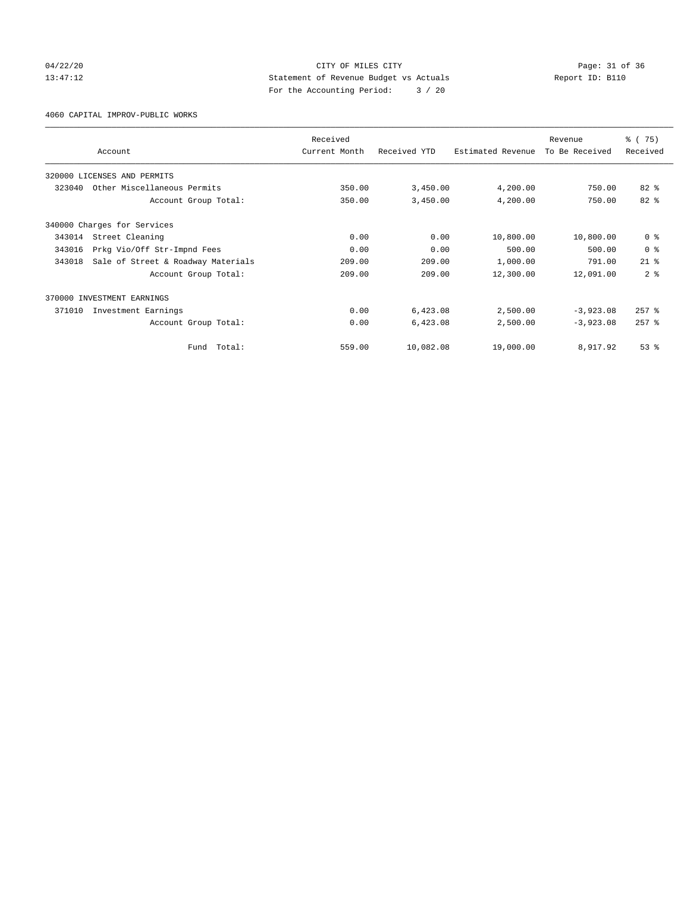CITY OF MILES CITY
Statement of Revenue Budget vs Actuals
For the Accounting Period: 3 / 20

4060 CAPITAL IMPROV-PUBLIC WORKS

| Account | Received Current Month | Received YTD | Estimated Revenue | Revenue To Be Received | % ( 75) Received |
|---|---|---|---|---|---|
| 320000 LICENSES AND PERMITS | | | | | |
| 323040 Other Miscellaneous Permits | 350.00 | 3,450.00 | 4,200.00 | 750.00 | 82 % |
| Account Group Total: | 350.00 | 3,450.00 | 4,200.00 | 750.00 | 82 % |
| 340000 Charges for Services | | | | | |
| 343014 Street Cleaning | 0.00 | 0.00 | 10,800.00 | 10,800.00 | 0 % |
| 343016 Prkg Vio/Off Str-Impnd Fees | 0.00 | 0.00 | 500.00 | 500.00 | 0 % |
| 343018 Sale of Street & Roadway Materials | 209.00 | 209.00 | 1,000.00 | 791.00 | 21 % |
| Account Group Total: | 209.00 | 209.00 | 12,300.00 | 12,091.00 | 2 % |
| 370000 INVESTMENT EARNINGS | | | | | |
| 371010 Investment Earnings | 0.00 | 6,423.08 | 2,500.00 | -3,923.08 | 257 % |
| Account Group Total: | 0.00 | 6,423.08 | 2,500.00 | -3,923.08 | 257 % |
| Fund Total: | 559.00 | 10,082.08 | 19,000.00 | 8,917.92 | 53 % |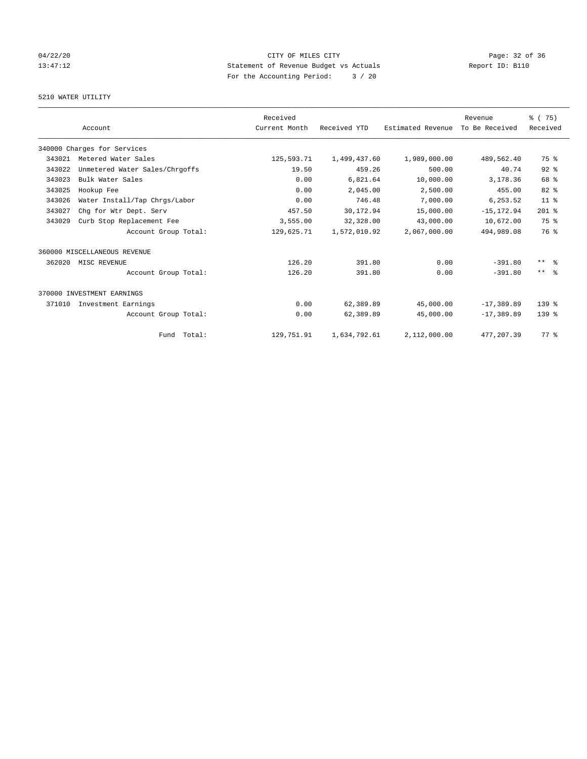CITY OF MILES CITY
Statement of Revenue Budget vs Actuals
For the Accounting Period: 3 / 20

04/22/20
13:47:12

Report ID: B110

## 5210 WATER UTILITY

| Account | | Received Current Month | Received YTD | Estimated Revenue | Revenue To Be Received | % ( 75) Received |
|---|---|---|---|---|---|---|
| 340000 Charges for Services | | | | | | |
| 343021 | Metered Water Sales | 125,593.71 | 1,499,437.60 | 1,989,000.00 | 489,562.40 | 75 % |
| 343022 | Unmetered Water Sales/Chrgoffs | 19.50 | 459.26 | 500.00 | 40.74 | 92 % |
| 343023 | Bulk Water Sales | 0.00 | 6,821.64 | 10,000.00 | 3,178.36 | 68 % |
| 343025 | Hookup Fee | 0.00 | 2,045.00 | 2,500.00 | 455.00 | 82 % |
| 343026 | Water Install/Tap Chrgs/Labor | 0.00 | 746.48 | 7,000.00 | 6,253.52 | 11 % |
| 343027 | Chg for Wtr Dept. Serv | 457.50 | 30,172.94 | 15,000.00 | -15,172.94 | 201 % |
| 343029 | Curb Stop Replacement Fee | 3,555.00 | 32,328.00 | 43,000.00 | 10,672.00 | 75 % |
| | Account Group Total: | 129,625.71 | 1,572,010.92 | 2,067,000.00 | 494,989.08 | 76 % |
| 360000 MISCELLANEOUS REVENUE | | | | | | |
| 362020 | MISC REVENUE | 126.20 | 391.80 | 0.00 | -391.80 | ** % |
| | Account Group Total: | 126.20 | 391.80 | 0.00 | -391.80 | ** % |
| 370000 INVESTMENT EARNINGS | | | | | | |
| 371010 | Investment Earnings | 0.00 | 62,389.89 | 45,000.00 | -17,389.89 | 139 % |
| | Account Group Total: | 0.00 | 62,389.89 | 45,000.00 | -17,389.89 | 139 % |
| | Fund Total: | 129,751.91 | 1,634,792.61 | 2,112,000.00 | 477,207.39 | 77 % |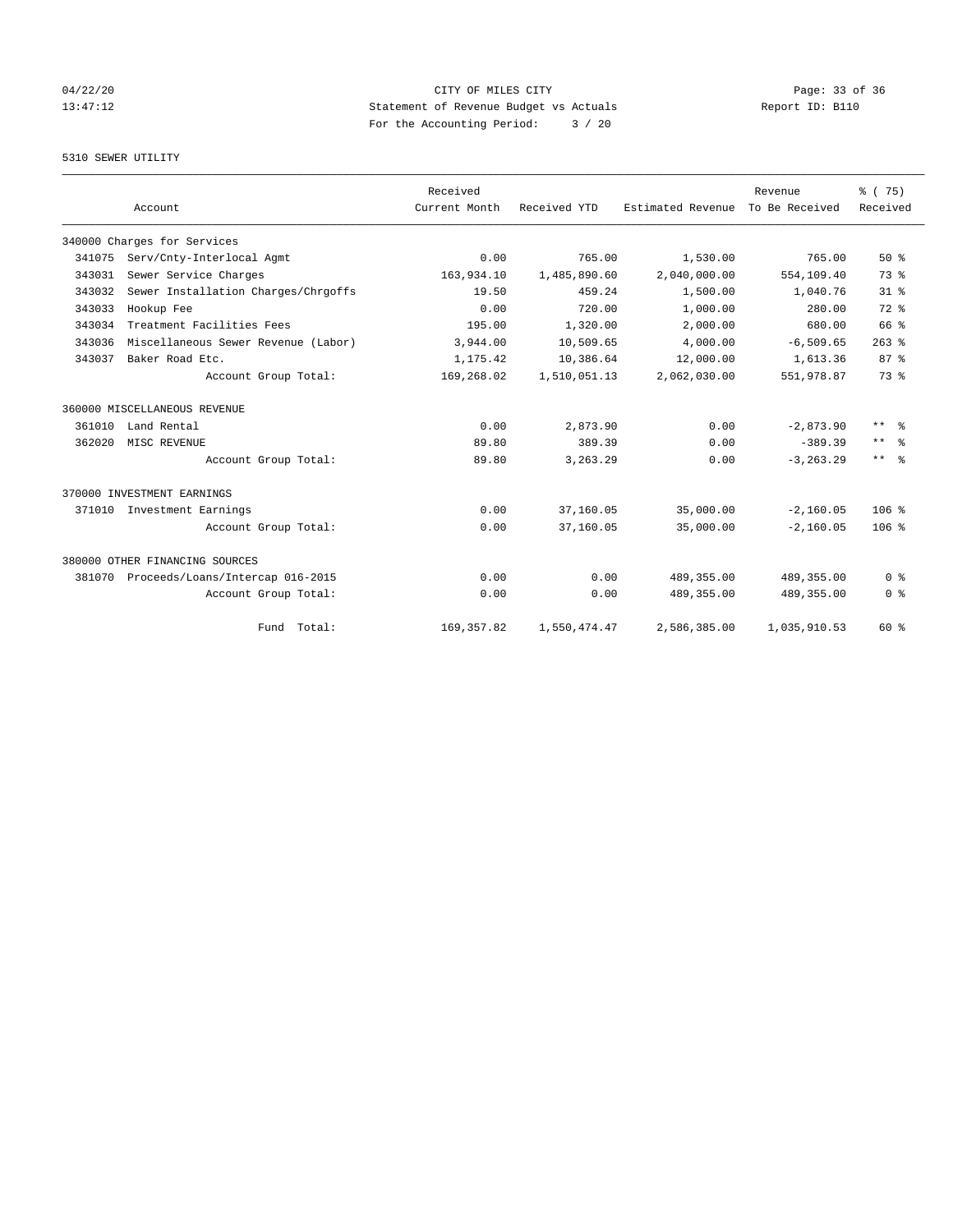CITY OF MILES CITY
Statement of Revenue Budget vs Actuals
For the Accounting Period: 3 / 20

04/22/20
13:47:12

Report ID: B110

5310 SEWER UTILITY

| Account | | Received Current Month | Received YTD | Estimated Revenue | Revenue To Be Received | % ( 75) Received |
|---|---|---|---|---|---|---|
| 340000 Charges for Services | | | | | | |
| 341075 | Serv/Cnty-Interlocal Agmt | 0.00 | 765.00 | 1,530.00 | 765.00 | 50 % |
| 343031 | Sewer Service Charges | 163,934.10 | 1,485,890.60 | 2,040,000.00 | 554,109.40 | 73 % |
| 343032 | Sewer Installation Charges/Chrgoffs | 19.50 | 459.24 | 1,500.00 | 1,040.76 | 31 % |
| 343033 | Hookup Fee | 0.00 | 720.00 | 1,000.00 | 280.00 | 72 % |
| 343034 | Treatment Facilities Fees | 195.00 | 1,320.00 | 2,000.00 | 680.00 | 66 % |
| 343036 | Miscellaneous Sewer Revenue (Labor) | 3,944.00 | 10,509.65 | 4,000.00 | -6,509.65 | 263 % |
| 343037 | Baker Road Etc. | 1,175.42 | 10,386.64 | 12,000.00 | 1,613.36 | 87 % |
| | Account Group Total: | 169,268.02 | 1,510,051.13 | 2,062,030.00 | 551,978.87 | 73 % |
| 360000 MISCELLANEOUS REVENUE | | | | | | |
| 361010 | Land Rental | 0.00 | 2,873.90 | 0.00 | -2,873.90 | ** % |
| 362020 | MISC REVENUE | 89.80 | 389.39 | 0.00 | -389.39 | ** % |
| | Account Group Total: | 89.80 | 3,263.29 | 0.00 | -3,263.29 | ** % |
| 370000 INVESTMENT EARNINGS | | | | | | |
| 371010 | Investment Earnings | 0.00 | 37,160.05 | 35,000.00 | -2,160.05 | 106 % |
| | Account Group Total: | 0.00 | 37,160.05 | 35,000.00 | -2,160.05 | 106 % |
| 380000 OTHER FINANCING SOURCES | | | | | | |
| 381070 | Proceeds/Loans/Intercap 016-2015 | 0.00 | 0.00 | 489,355.00 | 489,355.00 | 0 % |
| | Account Group Total: | 0.00 | 0.00 | 489,355.00 | 489,355.00 | 0 % |
| | Fund Total: | 169,357.82 | 1,550,474.47 | 2,586,385.00 | 1,035,910.53 | 60 % |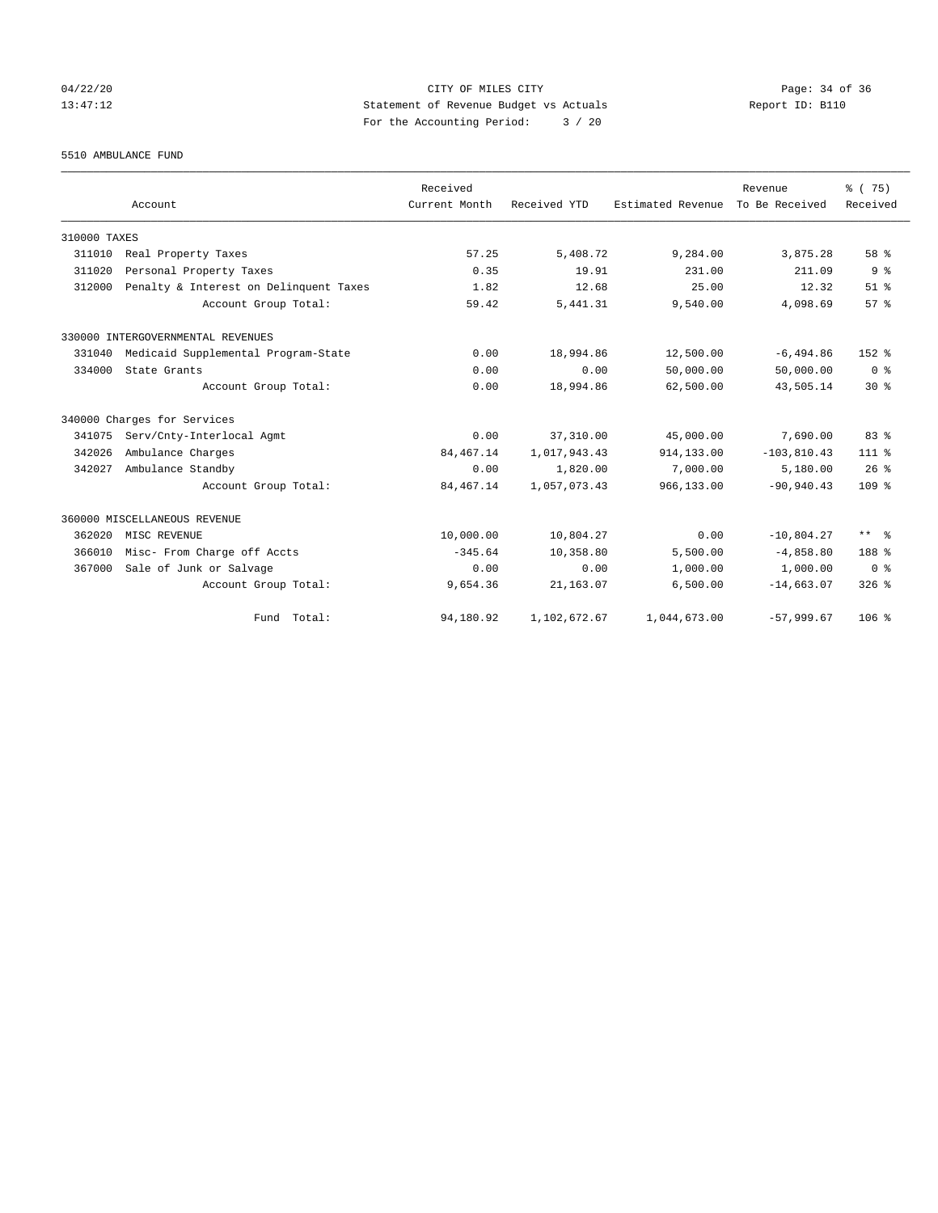CITY OF MILES CITY
Statement of Revenue Budget vs Actuals
For the Accounting Period: 3 / 20

04/22/20
13:47:12

Report ID: B110

5510 AMBULANCE FUND

| Account | | Received Current Month | Received YTD | Estimated Revenue | Revenue To Be Received | % ( 75) Received |
|---|---|---|---|---|---|---|
| 310000 TAXES | | | | | | |
| 311010 | Real Property Taxes | 57.25 | 5,408.72 | 9,284.00 | 3,875.28 | 58 % |
| 311020 | Personal Property Taxes | 0.35 | 19.91 | 231.00 | 211.09 | 9 % |
| 312000 | Penalty & Interest on Delinquent Taxes | 1.82 | 12.68 | 25.00 | 12.32 | 51 % |
| | Account Group Total: | 59.42 | 5,441.31 | 9,540.00 | 4,098.69 | 57 % |
| 330000 INTERGOVERNMENTAL REVENUES | | | | | | |
| 331040 | Medicaid Supplemental Program-State | 0.00 | 18,994.86 | 12,500.00 | -6,494.86 | 152 % |
| 334000 | State Grants | 0.00 | 0.00 | 50,000.00 | 50,000.00 | 0 % |
| | Account Group Total: | 0.00 | 18,994.86 | 62,500.00 | 43,505.14 | 30 % |
| 340000 Charges for Services | | | | | | |
| 341075 | Serv/Cnty-Interlocal Agmt | 0.00 | 37,310.00 | 45,000.00 | 7,690.00 | 83 % |
| 342026 | Ambulance Charges | 84,467.14 | 1,017,943.43 | 914,133.00 | -103,810.43 | 111 % |
| 342027 | Ambulance Standby | 0.00 | 1,820.00 | 7,000.00 | 5,180.00 | 26 % |
| | Account Group Total: | 84,467.14 | 1,057,073.43 | 966,133.00 | -90,940.43 | 109 % |
| 360000 MISCELLANEOUS REVENUE | | | | | | |
| 362020 | MISC REVENUE | 10,000.00 | 10,804.27 | 0.00 | -10,804.27 | ** % |
| 366010 | Misc- From Charge off Accts | -345.64 | 10,358.80 | 5,500.00 | -4,858.80 | 188 % |
| 367000 | Sale of Junk or Salvage | 0.00 | 0.00 | 1,000.00 | 1,000.00 | 0 % |
| | Account Group Total: | 9,654.36 | 21,163.07 | 6,500.00 | -14,663.07 | 326 % |
| | Fund Total: | 94,180.92 | 1,102,672.67 | 1,044,673.00 | -57,999.67 | 106 % |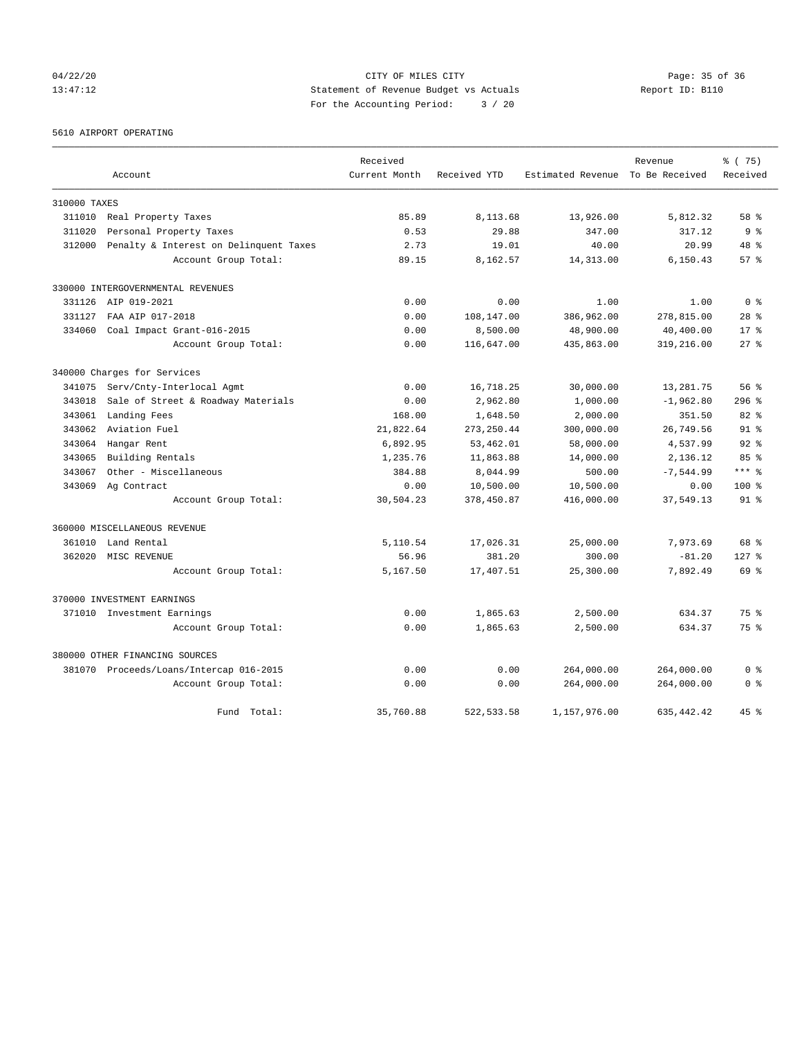CITY OF MILES CITY
Statement of Revenue Budget vs Actuals
For the Accounting Period: 3 / 20

04/22/20
13:47:12

Report ID: B110

5610 AIRPORT OPERATING

| Account | Received Current Month | Received YTD | Estimated Revenue | Revenue To Be Received | % ( 75) Received |
|---|---|---|---|---|---|
| **310000 TAXES** | | | | | |
| 311010 Real Property Taxes | 85.89 | 8,113.68 | 13,926.00 | 5,812.32 | 58 % |
| 311020 Personal Property Taxes | 0.53 | 29.88 | 347.00 | 317.12 | 9 % |
| 312000 Penalty & Interest on Delinquent Taxes | 2.73 | 19.01 | 40.00 | 20.99 | 48 % |
| Account Group Total: | 89.15 | 8,162.57 | 14,313.00 | 6,150.43 | 57 % |
| **330000 INTERGOVERNMENTAL REVENUES** | | | | | |
| 331126 AIP 019-2021 | 0.00 | 0.00 | 1.00 | 1.00 | 0 % |
| 331127 FAA AIP 017-2018 | 0.00 | 108,147.00 | 386,962.00 | 278,815.00 | 28 % |
| 334060 Coal Impact Grant-016-2015 | 0.00 | 8,500.00 | 48,900.00 | 40,400.00 | 17 % |
| Account Group Total: | 0.00 | 116,647.00 | 435,863.00 | 319,216.00 | 27 % |
| **340000 Charges for Services** | | | | | |
| 341075 Serv/Cnty-Interlocal Agmt | 0.00 | 16,718.25 | 30,000.00 | 13,281.75 | 56 % |
| 343018 Sale of Street & Roadway Materials | 0.00 | 2,962.80 | 1,000.00 | -1,962.80 | 296 % |
| 343061 Landing Fees | 168.00 | 1,648.50 | 2,000.00 | 351.50 | 82 % |
| 343062 Aviation Fuel | 21,822.64 | 273,250.44 | 300,000.00 | 26,749.56 | 91 % |
| 343064 Hangar Rent | 6,892.95 | 53,462.01 | 58,000.00 | 4,537.99 | 92 % |
| 343065 Building Rentals | 1,235.76 | 11,863.88 | 14,000.00 | 2,136.12 | 85 % |
| 343067 Other - Miscellaneous | 384.88 | 8,044.99 | 500.00 | -7,544.99 | *** % |
| 343069 Ag Contract | 0.00 | 10,500.00 | 10,500.00 | 0.00 | 100 % |
| Account Group Total: | 30,504.23 | 378,450.87 | 416,000.00 | 37,549.13 | 91 % |
| **360000 MISCELLANEOUS REVENUE** | | | | | |
| 361010 Land Rental | 5,110.54 | 17,026.31 | 25,000.00 | 7,973.69 | 68 % |
| 362020 MISC REVENUE | 56.96 | 381.20 | 300.00 | -81.20 | 127 % |
| Account Group Total: | 5,167.50 | 17,407.51 | 25,300.00 | 7,892.49 | 69 % |
| **370000 INVESTMENT EARNINGS** | | | | | |
| 371010 Investment Earnings | 0.00 | 1,865.63 | 2,500.00 | 634.37 | 75 % |
| Account Group Total: | 0.00 | 1,865.63 | 2,500.00 | 634.37 | 75 % |
| **380000 OTHER FINANCING SOURCES** | | | | | |
| 381070 Proceeds/Loans/Intercap 016-2015 | 0.00 | 0.00 | 264,000.00 | 264,000.00 | 0 % |
| Account Group Total: | 0.00 | 0.00 | 264,000.00 | 264,000.00 | 0 % |
| Fund Total: | 35,760.88 | 522,533.58 | 1,157,976.00 | 635,442.42 | 45 % |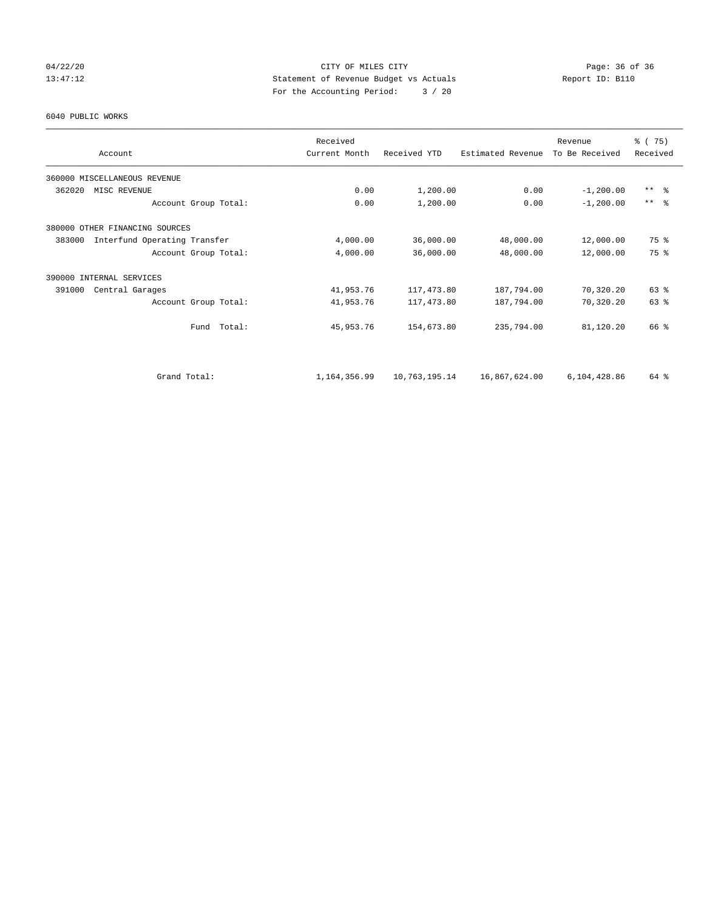CITY OF MILES CITY
Statement of Revenue Budget vs Actuals
For the Accounting Period: 3 / 20

04/22/20
13:47:12

Report ID: B110

6040 PUBLIC WORKS

| Account | Received Current Month | Received YTD | Estimated Revenue | Revenue To Be Received | % ( 75) Received |
|---|---|---|---|---|---|
| 360000 MISCELLANEOUS REVENUE | | | | | |
| 362020 MISC REVENUE | 0.00 | 1,200.00 | 0.00 | -1,200.00 | ** % |
| Account Group Total: | 0.00 | 1,200.00 | 0.00 | -1,200.00 | ** % |
| 380000 OTHER FINANCING SOURCES | | | | | |
| 383000 Interfund Operating Transfer | 4,000.00 | 36,000.00 | 48,000.00 | 12,000.00 | 75 % |
| Account Group Total: | 4,000.00 | 36,000.00 | 48,000.00 | 12,000.00 | 75 % |
| 390000 INTERNAL SERVICES | | | | | |
| 391000 Central Garages | 41,953.76 | 117,473.80 | 187,794.00 | 70,320.20 | 63 % |
| Account Group Total: | 41,953.76 | 117,473.80 | 187,794.00 | 70,320.20 | 63 % |
| Fund Total: | 45,953.76 | 154,673.80 | 235,794.00 | 81,120.20 | 66 % |
| Grand Total: | 1,164,356.99 | 10,763,195.14 | 16,867,624.00 | 6,104,428.86 | 64 % |